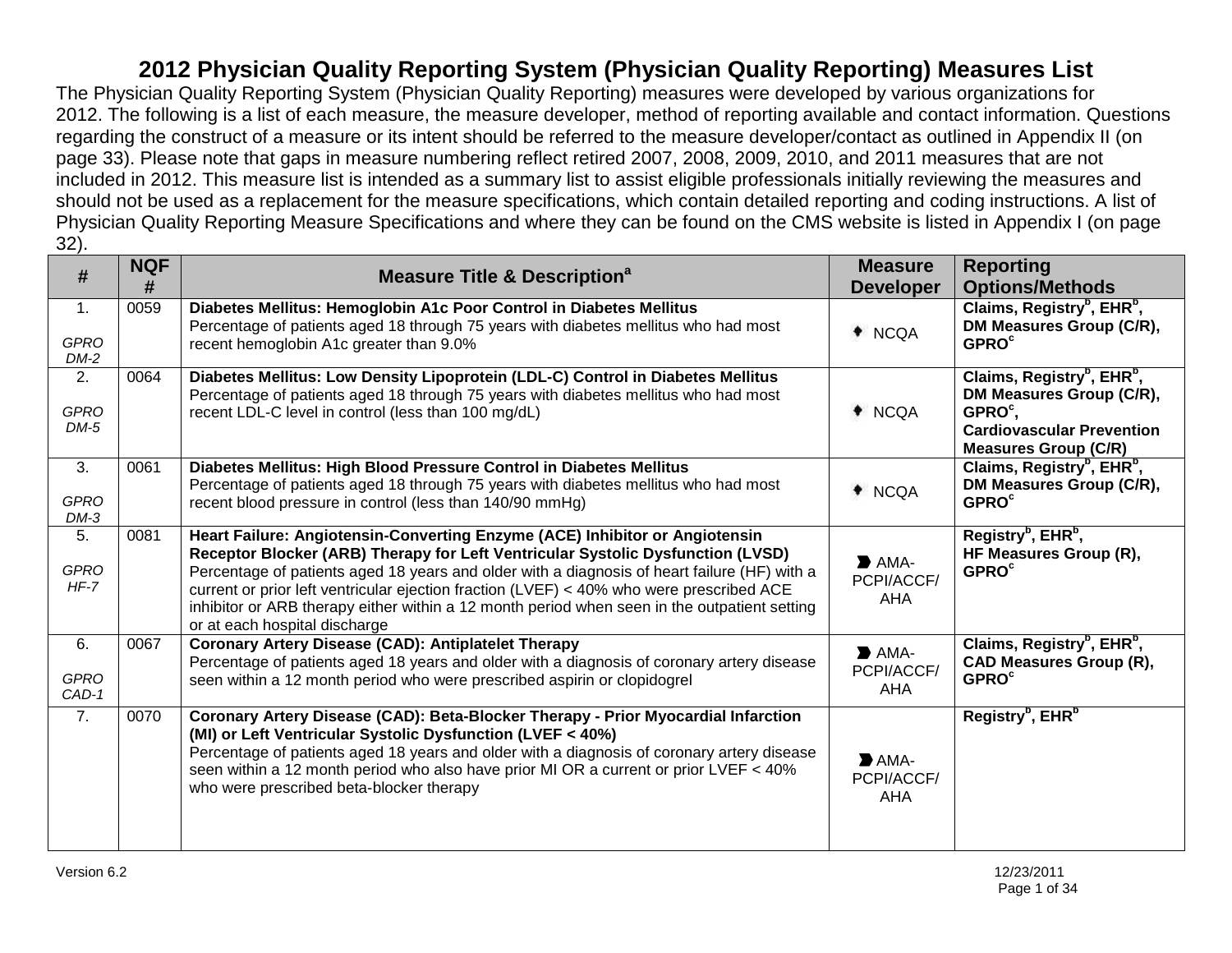# 2012 Physician Quality Reporting System (Physician Quality Reporting) Measures List

The Physician Quality Reporting System (Physician Quality Reporting) measures were developed by various organizations for 2012. The following is a list of each measure, the measure developer, method of reporting available and contact information. Questions regarding the construct of a measure or its intent should be referred to the measure developer/contact as outlined in Appendix II (on page 33). Please note that gaps in measure numbering reflect retired 2007, 2008, 2009, 2010, and 2011 measures that are not included in 2012. This measure list is intended as a summary list to assist eligible professionals initially reviewing the measures and should not be used as a replacement for the measure specifications, which contain detailed reporting and coding instructions. A list of Physician Quality Reporting Measure Specifications and where they can be found on the CMS website is listed in Appendix I (on page 32).

| # | NQF # | Measure Title & Description[a] | Measure Developer | Reporting Options/Methods |
|---|---|---|---|---|
| 1. *GPRO DM-2* | 0059 | **Diabetes Mellitus: Hemoglobin A1c Poor Control in Diabetes Mellitus** Percentage of patients aged 18 through 75 years with diabetes mellitus who had most recent hemoglobin A1c greater than 9.0% | NCQA | **Claims, Registry[b], EHR[b], DM Measures Group (C/R), GPRO[c]** |
| 2. *GPRO DM-5* | 0064 | **Diabetes Mellitus: Low Density Lipoprotein (LDL-C) Control in Diabetes Mellitus** Percentage of patients aged 18 through 75 years with diabetes mellitus who had most recent LDL-C level in control (less than 100 mg/dL) | NCQA | **Claims, Registry[b], EHR[b], DM Measures Group (C/R), GPRO[c], Cardiovascular Prevention Measures Group (C/R)** |
| 3. *GPRO DM-3* | 0061 | **Diabetes Mellitus: High Blood Pressure Control in Diabetes Mellitus** Percentage of patients aged 18 through 75 years with diabetes mellitus who had most recent blood pressure in control (less than 140/90 mmHg) | NCQA | **Claims, Registry[b], EHR[b], DM Measures Group (C/R), GPRO[c]** |
| 5. *GPRO HF-7* | 0081 | **Heart Failure: Angiotensin-Converting Enzyme (ACE) Inhibitor or Angiotensin Receptor Blocker (ARB) Therapy for Left Ventricular Systolic Dysfunction (LVSD)** Percentage of patients aged 18 years and older with a diagnosis of heart failure (HF) with a current or prior left ventricular ejection fraction (LVEF) < 40% who were prescribed ACE inhibitor or ARB therapy either within a 12 month period when seen in the outpatient setting or at each hospital discharge | AMA-PCPI/ACCF/AHA | **Registry[b], EHR[b], HF Measures Group (R), GPRO[c]** |
| 6. *GPRO CAD-1* | 0067 | **Coronary Artery Disease (CAD): Antiplatelet Therapy** Percentage of patients aged 18 years and older with a diagnosis of coronary artery disease seen within a 12 month period who were prescribed aspirin or clopidogrel | AMA-PCPI/ACCF/AHA | **Claims, Registry[b], EHR[b], CAD Measures Group (R), GPRO[c]** |
| 7. | 0070 | **Coronary Artery Disease (CAD): Beta-Blocker Therapy - Prior Myocardial Infarction (MI) or Left Ventricular Systolic Dysfunction (LVEF < 40%)** Percentage of patients aged 18 years and older with a diagnosis of coronary artery disease seen within a 12 month period who also have prior MI OR a current or prior LVEF < 40% who were prescribed beta-blocker therapy | AMA-PCPI/ACCF/AHA | **Registry[b], EHR[b]** |

Version 6.2 12/23/2011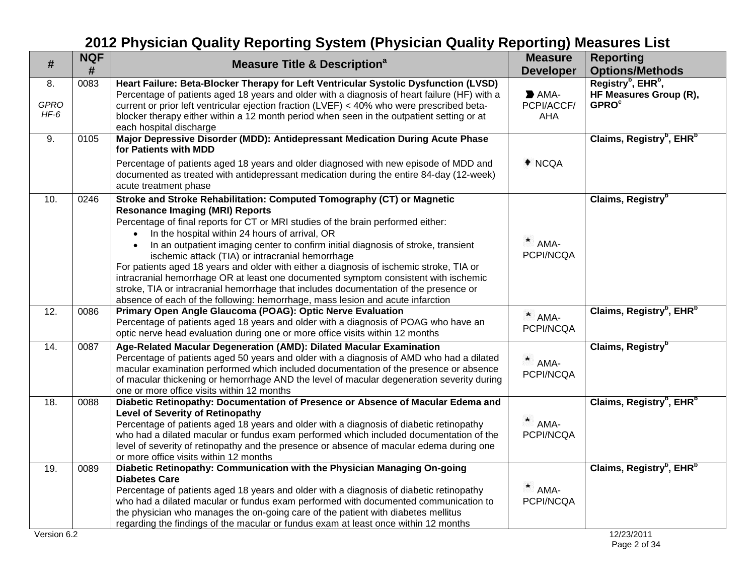# 2012 Physician Quality Reporting System (Physician Quality Reporting) Measures List

| # | NQF # | Measure Title & Description[a] | Measure Developer | Reporting Options/Methods |
|---|---|---|---|---|
| 8.<br>*GPRO HF-6* | 0083 | **Heart Failure: Beta-Blocker Therapy for Left Ventricular Systolic Dysfunction (LVSD)**<br>Percentage of patients aged 18 years and older with a diagnosis of heart failure (HF) with a current or prior left ventricular ejection fraction (LVEF) < 40% who were prescribed beta-blocker therapy either within a 12 month period when seen in the outpatient setting or at each hospital discharge | AMA-PCPI/ACCF/AHA | **Registry[b], EHR[b], HF Measures Group (R), GPRO[c]** |
| 9. | 0105 | **Major Depressive Disorder (MDD): Antidepressant Medication During Acute Phase for Patients with MDD**<br>Percentage of patients aged 18 years and older diagnosed with new episode of MDD and documented as treated with antidepressant medication during the entire 84-day (12-week) acute treatment phase | NCQA | **Claims, Registry[b], EHR[b]** |
| 10. | 0246 | **Stroke and Stroke Rehabilitation: Computed Tomography (CT) or Magnetic Resonance Imaging (MRI) Reports**<br>Percentage of final reports for CT or MRI studies of the brain performed either:<br>• In the hospital within 24 hours of arrival, OR<br>• In an outpatient imaging center to confirm initial diagnosis of stroke, transient ischemic attack (TIA) or intracranial hemorrhage<br>For patients aged 18 years and older with either a diagnosis of ischemic stroke, TIA or intracranial hemorrhage OR at least one documented symptom consistent with ischemic stroke, TIA or intracranial hemorrhage that includes documentation of the presence or absence of each of the following: hemorrhage, mass lesion and acute infarction | * AMA-PCPI/NCQA | **Claims, Registry[b]** |
| 12. | 0086 | **Primary Open Angle Glaucoma (POAG): Optic Nerve Evaluation**<br>Percentage of patients aged 18 years and older with a diagnosis of POAG who have an optic nerve head evaluation during one or more office visits within 12 months | * AMA-PCPI/NCQA | **Claims, Registry[b], EHR[b]** |
| 14. | 0087 | **Age-Related Macular Degeneration (AMD): Dilated Macular Examination**<br>Percentage of patients aged 50 years and older with a diagnosis of AMD who had a dilated macular examination performed which included documentation of the presence or absence of macular thickening or hemorrhage AND the level of macular degeneration severity during one or more office visits within 12 months | * AMA-PCPI/NCQA | **Claims, Registry[b]** |
| 18. | 0088 | **Diabetic Retinopathy: Documentation of Presence or Absence of Macular Edema and Level of Severity of Retinopathy**<br>Percentage of patients aged 18 years and older with a diagnosis of diabetic retinopathy who had a dilated macular or fundus exam performed which included documentation of the level of severity of retinopathy and the presence or absence of macular edema during one or more office visits within 12 months | * AMA-PCPI/NCQA | **Claims, Registry[b], EHR[b]** |
| 19. | 0089 | **Diabetic Retinopathy: Communication with the Physician Managing On-going Diabetes Care**<br>Percentage of patients aged 18 years and older with a diagnosis of diabetic retinopathy who had a dilated macular or fundus exam performed with documented communication to the physician who manages the on-going care of the patient with diabetes mellitus regarding the findings of the macular or fundus exam at least once within 12 months | * AMA-PCPI/NCQA | **Claims, Registry[b], EHR[b]** |

Version 6.2 12/23/2011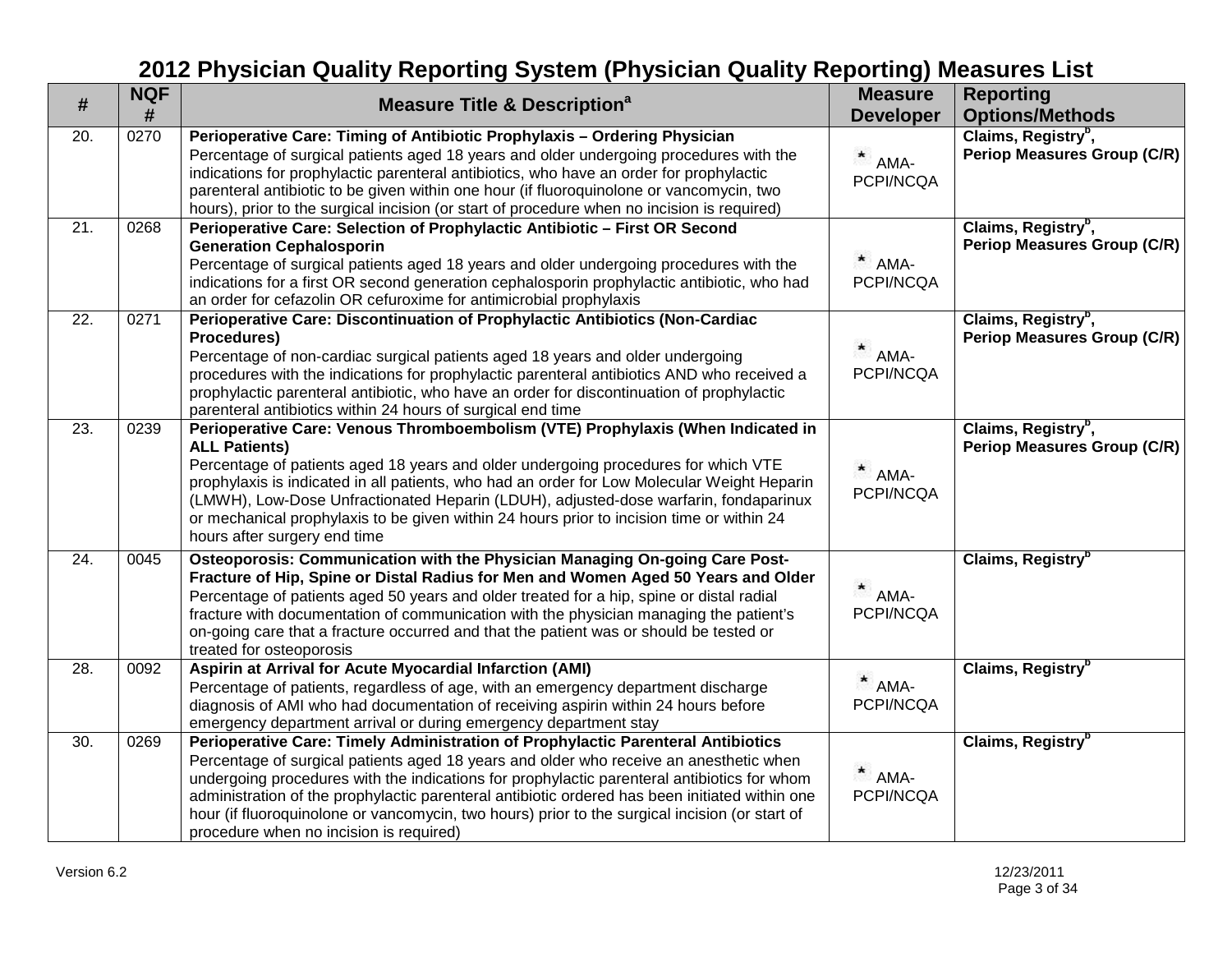# 2012 Physician Quality Reporting System (Physician Quality Reporting) Measures List

| # | NQF # | Measure Title & Description[a] | Measure Developer | Reporting Options/Methods |
|---|---|---|---|---|
| 20. | 0270 | **Perioperative Care: Timing of Antibiotic Prophylaxis – Ordering Physician** Percentage of surgical patients aged 18 years and older undergoing procedures with the indications for prophylactic parenteral antibiotics, who have an order for prophylactic parenteral antibiotic to be given within one hour (if fluoroquinolone or vancomycin, two hours), prior to the surgical incision (or start of procedure when no incision is required) | * AMA-PCPI/NCQA | **Claims, Registry[b], Periop Measures Group (C/R)** |
| 21. | 0268 | **Perioperative Care: Selection of Prophylactic Antibiotic – First OR Second Generation Cephalosporin** Percentage of surgical patients aged 18 years and older undergoing procedures with the indications for a first OR second generation cephalosporin prophylactic antibiotic, who had an order for cefazolin OR cefuroxime for antimicrobial prophylaxis | * AMA-PCPI/NCQA | **Claims, Registry[b], Periop Measures Group (C/R)** |
| 22. | 0271 | **Perioperative Care: Discontinuation of Prophylactic Antibiotics (Non-Cardiac Procedures)** Percentage of non-cardiac surgical patients aged 18 years and older undergoing procedures with the indications for prophylactic parenteral antibiotics AND who received a prophylactic parenteral antibiotic, who have an order for discontinuation of prophylactic parenteral antibiotics within 24 hours of surgical end time | * AMA-PCPI/NCQA | **Claims, Registry[b], Periop Measures Group (C/R)** |
| 23. | 0239 | **Perioperative Care: Venous Thromboembolism (VTE) Prophylaxis (When Indicated in ALL Patients)** Percentage of patients aged 18 years and older undergoing procedures for which VTE prophylaxis is indicated in all patients, who had an order for Low Molecular Weight Heparin (LMWH), Low-Dose Unfractionated Heparin (LDUH), adjusted-dose warfarin, fondaparinux or mechanical prophylaxis to be given within 24 hours prior to incision time or within 24 hours after surgery end time | * AMA-PCPI/NCQA | **Claims, Registry[b], Periop Measures Group (C/R)** |
| 24. | 0045 | **Osteoporosis: Communication with the Physician Managing On-going Care Post-Fracture of Hip, Spine or Distal Radius for Men and Women Aged 50 Years and Older** Percentage of patients aged 50 years and older treated for a hip, spine or distal radial fracture with documentation of communication with the physician managing the patient's on-going care that a fracture occurred and that the patient was or should be tested or treated for osteoporosis | * AMA-PCPI/NCQA | **Claims, Registry[b]** |
| 28. | 0092 | **Aspirin at Arrival for Acute Myocardial Infarction (AMI)** Percentage of patients, regardless of age, with an emergency department discharge diagnosis of AMI who had documentation of receiving aspirin within 24 hours before emergency department arrival or during emergency department stay | * AMA-PCPI/NCQA | **Claims, Registry[b]** |
| 30. | 0269 | **Perioperative Care: Timely Administration of Prophylactic Parenteral Antibiotics** Percentage of surgical patients aged 18 years and older who receive an anesthetic when undergoing procedures with the indications for prophylactic parenteral antibiotics for whom administration of the prophylactic parenteral antibiotic ordered has been initiated within one hour (if fluoroquinolone or vancomycin, two hours) prior to the surgical incision (or start of procedure when no incision is required) | * AMA-PCPI/NCQA | **Claims, Registry[b]** |

Version 6.2 12/23/2011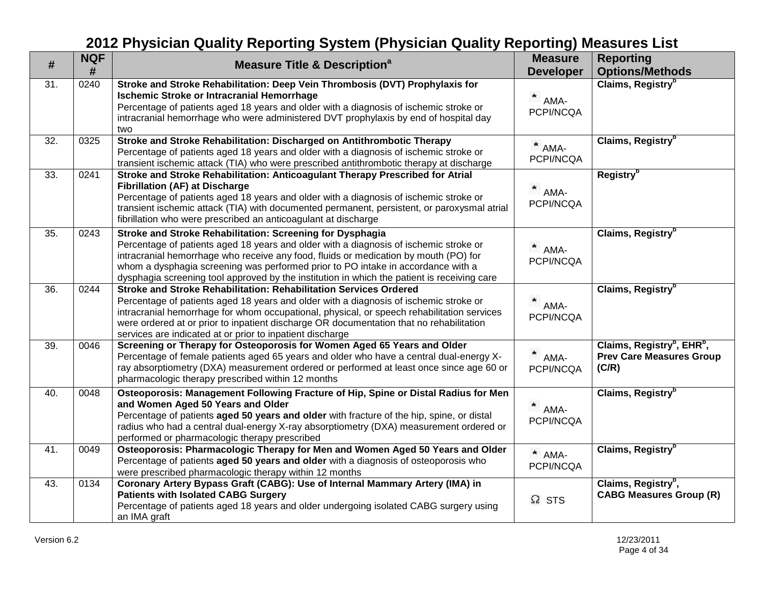# 2012 Physician Quality Reporting System (Physician Quality Reporting) Measures List

| # | NQF # | Measure Title & Description[a] | Measure Developer | Reporting Options/Methods |
|---|---|---|---|---|
| 31. | 0240 | **Stroke and Stroke Rehabilitation: Deep Vein Thrombosis (DVT) Prophylaxis for Ischemic Stroke or Intracranial Hemorrhage** Percentage of patients aged 18 years and older with a diagnosis of ischemic stroke or intracranial hemorrhage who were administered DVT prophylaxis by end of hospital day two | * AMA-PCPI/NCQA | **Claims, Registry[b]** |
| 32. | 0325 | **Stroke and Stroke Rehabilitation: Discharged on Antithrombotic Therapy** Percentage of patients aged 18 years and older with a diagnosis of ischemic stroke or transient ischemic attack (TIA) who were prescribed antithrombotic therapy at discharge | * AMA-PCPI/NCQA | **Claims, Registry[b]** |
| 33. | 0241 | **Stroke and Stroke Rehabilitation: Anticoagulant Therapy Prescribed for Atrial Fibrillation (AF) at Discharge** Percentage of patients aged 18 years and older with a diagnosis of ischemic stroke or transient ischemic attack (TIA) with documented permanent, persistent, or paroxysmal atrial fibrillation who were prescribed an anticoagulant at discharge | * AMA-PCPI/NCQA | **Registry[b]** |
| 35. | 0243 | **Stroke and Stroke Rehabilitation: Screening for Dysphagia** Percentage of patients aged 18 years and older with a diagnosis of ischemic stroke or intracranial hemorrhage who receive any food, fluids or medication by mouth (PO) for whom a dysphagia screening was performed prior to PO intake in accordance with a dysphagia screening tool approved by the institution in which the patient is receiving care | * AMA-PCPI/NCQA | **Claims, Registry[b]** |
| 36. | 0244 | **Stroke and Stroke Rehabilitation: Rehabilitation Services Ordered** Percentage of patients aged 18 years and older with a diagnosis of ischemic stroke or intracranial hemorrhage for whom occupational, physical, or speech rehabilitation services were ordered at or prior to inpatient discharge OR documentation that no rehabilitation services are indicated at or prior to inpatient discharge | * AMA-PCPI/NCQA | **Claims, Registry[b]** |
| 39. | 0046 | **Screening or Therapy for Osteoporosis for Women Aged 65 Years and Older** Percentage of female patients aged 65 years and older who have a central dual-energy X-ray absorptiometry (DXA) measurement ordered or performed at least once since age 60 or pharmacologic therapy prescribed within 12 months | * AMA-PCPI/NCQA | **Claims, Registry[b], EHR[b], Prev Care Measures Group (C/R)** |
| 40. | 0048 | **Osteoporosis: Management Following Fracture of Hip, Spine or Distal Radius for Men and Women Aged 50 Years and Older** Percentage of patients **aged 50 years and older** with fracture of the hip, spine, or distal radius who had a central dual-energy X-ray absorptiometry (DXA) measurement ordered or performed or pharmacologic therapy prescribed | * AMA-PCPI/NCQA | **Claims, Registry[b]** |
| 41. | 0049 | **Osteoporosis: Pharmacologic Therapy for Men and Women Aged 50 Years and Older** Percentage of patients **aged 50 years and older** with a diagnosis of osteoporosis who were prescribed pharmacologic therapy within 12 months | * AMA-PCPI/NCQA | **Claims, Registry[b]** |
| 43. | 0134 | **Coronary Artery Bypass Graft (CABG): Use of Internal Mammary Artery (IMA) in Patients with Isolated CABG Surgery** Percentage of patients aged 18 years and older undergoing isolated CABG surgery using an IMA graft | Ω STS | **Claims, Registry[b], CABG Measures Group (R)** |

Version 6.2 12/23/2011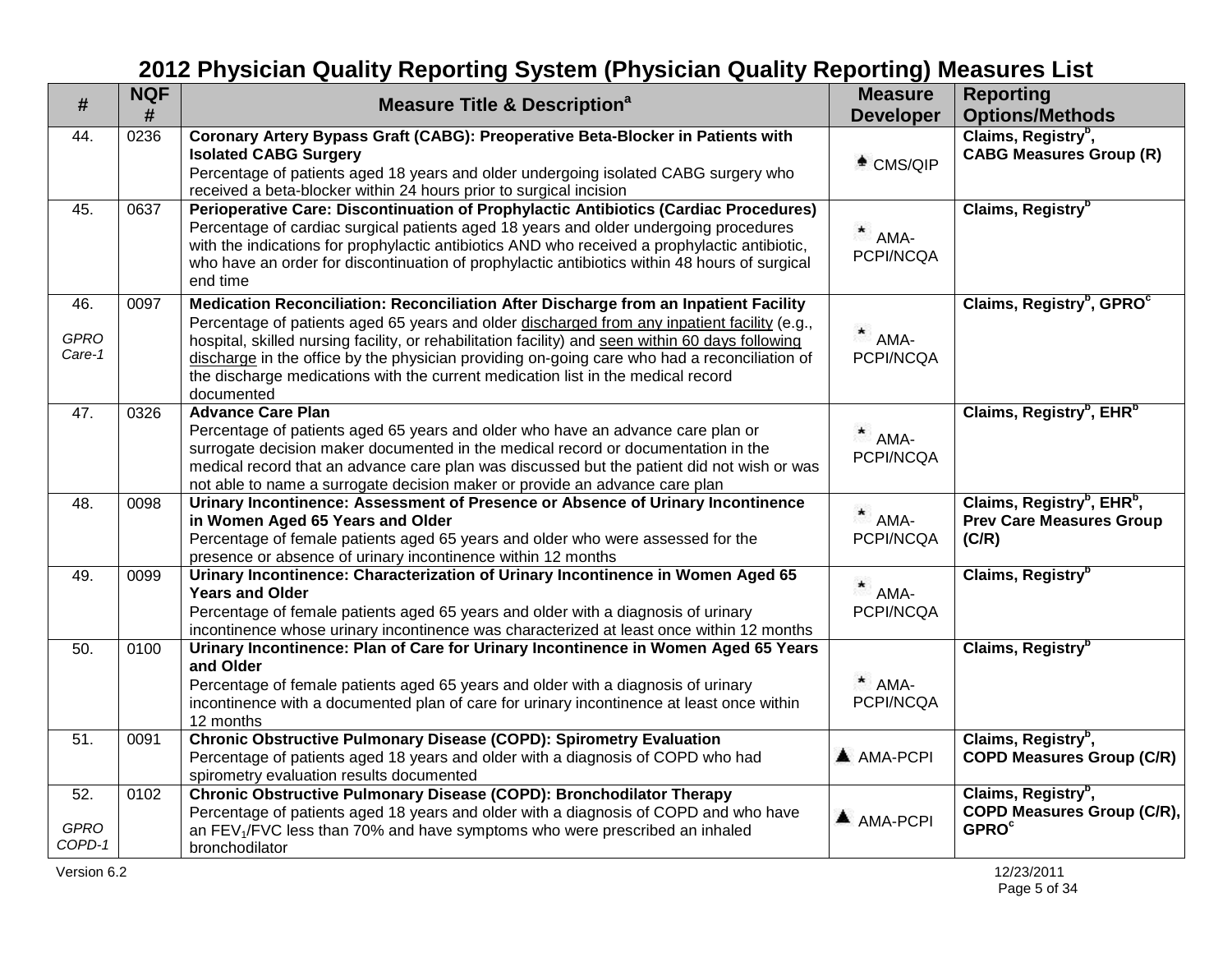# 2012 Physician Quality Reporting System (Physician Quality Reporting) Measures List

| # | NQF # | Measure Title & Description[a] | Measure Developer | Reporting Options/Methods |
|---|---|---|---|---|
| 44. | 0236 | **Coronary Artery Bypass Graft (CABG): Preoperative Beta-Blocker in Patients with Isolated CABG Surgery** Percentage of patients aged 18 years and older undergoing isolated CABG surgery who received a beta-blocker within 24 hours prior to surgical incision | CMS/QIP | **Claims, Registry[b], CABG Measures Group (R)** |
| 45. | 0637 | **Perioperative Care: Discontinuation of Prophylactic Antibiotics (Cardiac Procedures)** Percentage of cardiac surgical patients aged 18 years and older undergoing procedures with the indications for prophylactic antibiotics AND who received a prophylactic antibiotic, who have an order for discontinuation of prophylactic antibiotics within 48 hours of surgical end time | AMA-PCPI/NCQA | **Claims, Registry[b]** |
| 46. *GPRO Care-1* | 0097 | **Medication Reconciliation: Reconciliation After Discharge from an Inpatient Facility** Percentage of patients aged 65 years and older discharged from any inpatient facility (e.g., hospital, skilled nursing facility, or rehabilitation facility) and seen within 60 days following discharge in the office by the physician providing on-going care who had a reconciliation of the discharge medications with the current medication list in the medical record documented | AMA-PCPI/NCQA | **Claims, Registry[b], GPRO[c]** |
| 47. | 0326 | **Advance Care Plan** Percentage of patients aged 65 years and older who have an advance care plan or surrogate decision maker documented in the medical record or documentation in the medical record that an advance care plan was discussed but the patient did not wish or was not able to name a surrogate decision maker or provide an advance care plan | AMA-PCPI/NCQA | **Claims, Registry[b], EHR[b]** |
| 48. | 0098 | **Urinary Incontinence: Assessment of Presence or Absence of Urinary Incontinence in Women Aged 65 Years and Older** Percentage of female patients aged 65 years and older who were assessed for the presence or absence of urinary incontinence within 12 months | AMA-PCPI/NCQA | **Claims, Registry[b], EHR[b], Prev Care Measures Group (C/R)** |
| 49. | 0099 | **Urinary Incontinence: Characterization of Urinary Incontinence in Women Aged 65 Years and Older** Percentage of female patients aged 65 years and older with a diagnosis of urinary incontinence whose urinary incontinence was characterized at least once within 12 months | AMA-PCPI/NCQA | **Claims, Registry[b]** |
| 50. | 0100 | **Urinary Incontinence: Plan of Care for Urinary Incontinence in Women Aged 65 Years and Older** Percentage of female patients aged 65 years and older with a diagnosis of urinary incontinence with a documented plan of care for urinary incontinence at least once within 12 months | AMA-PCPI/NCQA | **Claims, Registry[b]** |
| 51. | 0091 | **Chronic Obstructive Pulmonary Disease (COPD): Spirometry Evaluation** Percentage of patients aged 18 years and older with a diagnosis of COPD who had spirometry evaluation results documented | AMA-PCPI | **Claims, Registry[b], COPD Measures Group (C/R)** |
| 52. *GPRO COPD-1* | 0102 | **Chronic Obstructive Pulmonary Disease (COPD): Bronchodilator Therapy** Percentage of patients aged 18 years and older with a diagnosis of COPD and who have an $FEV_1$/FVC less than 70% and have symptoms who were prescribed an inhaled bronchodilator | AMA-PCPI | **Claims, Registry[b], COPD Measures Group (C/R), GPRO[c]** |

Version 6.2 12/23/2011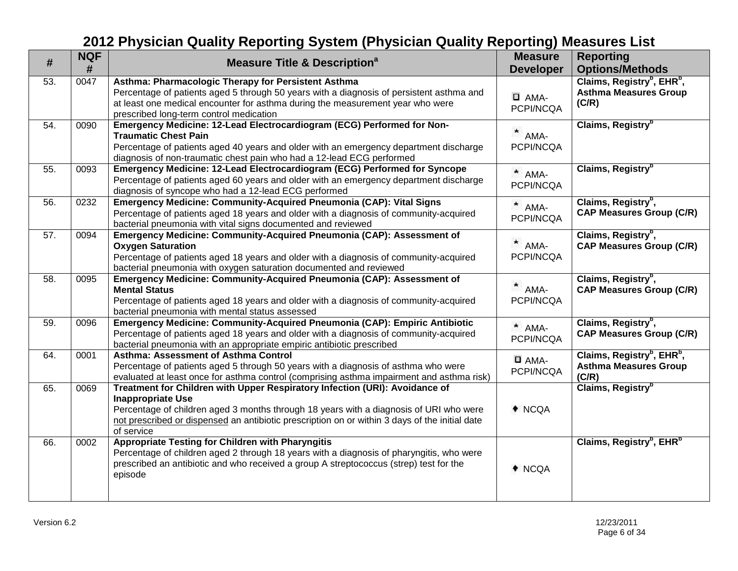# 2012 Physician Quality Reporting System (Physician Quality Reporting) Measures List

| # | NQF # | Measure Title & Description[a] | Measure Developer | Reporting Options/Methods |
|---|---|---|---|---|
| 53. | 0047 | **Asthma: Pharmacologic Therapy for Persistent Asthma**<br>Percentage of patients aged 5 through 50 years with a diagnosis of persistent asthma and at least one medical encounter for asthma during the measurement year who were prescribed long-term control medication | ☐ AMA-PCPI/NCQA | **Claims, Registry[b], EHR[b], Asthma Measures Group (C/R)** |
| 54. | 0090 | **Emergency Medicine: 12-Lead Electrocardiogram (ECG) Performed for Non-Traumatic Chest Pain**<br>Percentage of patients aged 40 years and older with an emergency department discharge diagnosis of non-traumatic chest pain who had a 12-lead ECG performed | * AMA-PCPI/NCQA | **Claims, Registry[b]** |
| 55. | 0093 | **Emergency Medicine: 12-Lead Electrocardiogram (ECG) Performed for Syncope**<br>Percentage of patients aged 60 years and older with an emergency department discharge diagnosis of syncope who had a 12-lead ECG performed | * AMA-PCPI/NCQA | **Claims, Registry[b]** |
| 56. | 0232 | **Emergency Medicine: Community-Acquired Pneumonia (CAP): Vital Signs**<br>Percentage of patients aged 18 years and older with a diagnosis of community-acquired bacterial pneumonia with vital signs documented and reviewed | * AMA-PCPI/NCQA | **Claims, Registry[b], CAP Measures Group (C/R)** |
| 57. | 0094 | **Emergency Medicine: Community-Acquired Pneumonia (CAP): Assessment of Oxygen Saturation**<br>Percentage of patients aged 18 years and older with a diagnosis of community-acquired bacterial pneumonia with oxygen saturation documented and reviewed | * AMA-PCPI/NCQA | **Claims, Registry[b], CAP Measures Group (C/R)** |
| 58. | 0095 | **Emergency Medicine: Community-Acquired Pneumonia (CAP): Assessment of Mental Status**<br>Percentage of patients aged 18 years and older with a diagnosis of community-acquired bacterial pneumonia with mental status assessed | * AMA-PCPI/NCQA | **Claims, Registry[b], CAP Measures Group (C/R)** |
| 59. | 0096 | **Emergency Medicine: Community-Acquired Pneumonia (CAP): Empiric Antibiotic**<br>Percentage of patients aged 18 years and older with a diagnosis of community-acquired bacterial pneumonia with an appropriate empiric antibiotic prescribed | * AMA-PCPI/NCQA | **Claims, Registry[b], CAP Measures Group (C/R)** |
| 64. | 0001 | **Asthma: Assessment of Asthma Control**<br>Percentage of patients aged 5 through 50 years with a diagnosis of asthma who were evaluated at least once for asthma control (comprising asthma impairment and asthma risk) | ☐ AMA-PCPI/NCQA | **Claims, Registry[b], EHR[b], Asthma Measures Group (C/R)** |
| 65. | 0069 | **Treatment for Children with Upper Respiratory Infection (URI): Avoidance of Inappropriate Use**<br>Percentage of children aged 3 months through 18 years with a diagnosis of URI who were not prescribed or dispensed an antibiotic prescription on or within 3 days of the initial date of service | ♦ NCQA | **Claims, Registry[b]** |
| 66. | 0002 | **Appropriate Testing for Children with Pharyngitis**<br>Percentage of children aged 2 through 18 years with a diagnosis of pharyngitis, who were prescribed an antibiotic and who received a group A streptococcus (strep) test for the episode | ♦ NCQA | **Claims, Registry[b], EHR[b]** |

Version 6.2 12/23/2011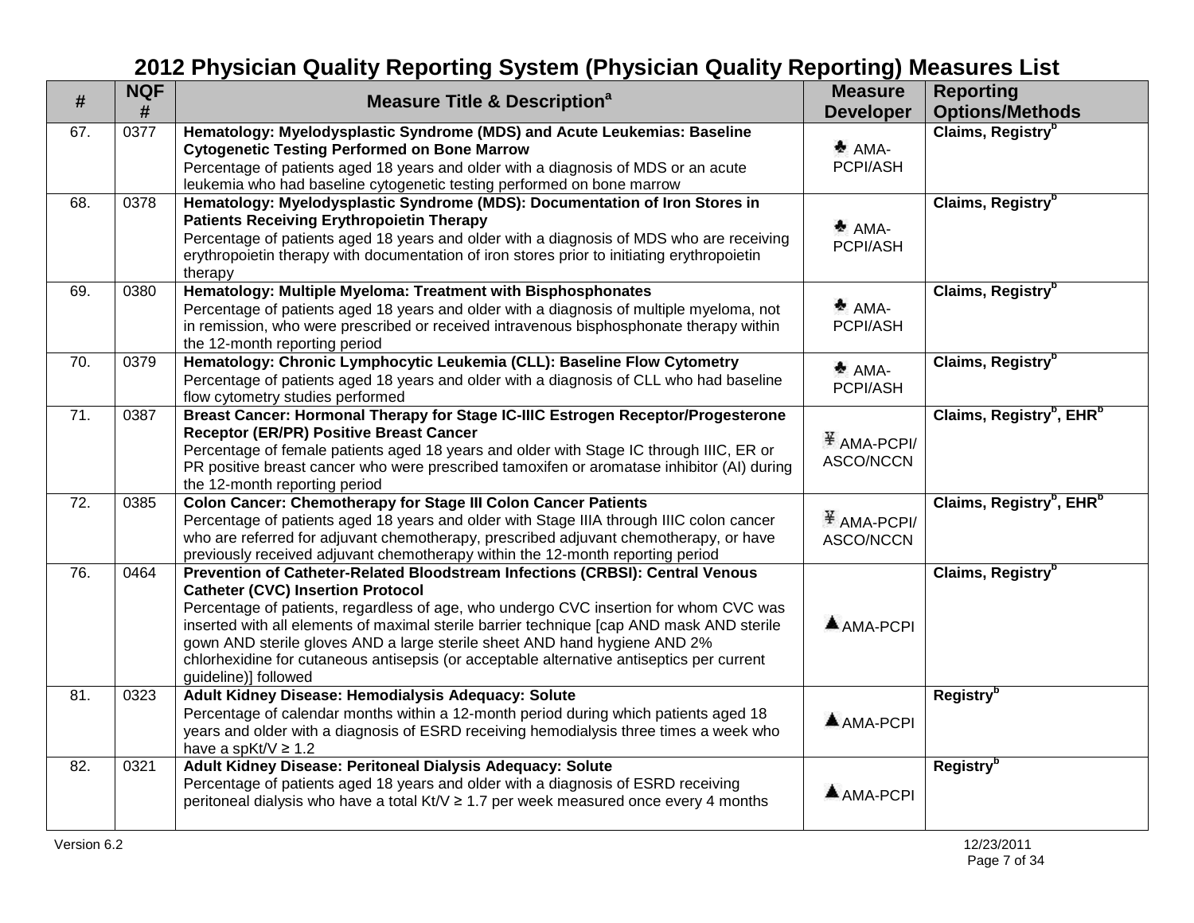# 2012 Physician Quality Reporting System (Physician Quality Reporting) Measures List

| # | NQF # | Measure Title & Description[a] | Measure Developer | Reporting Options/Methods |
|---|---|---|---|---|
| 67. | 0377 | **Hematology: Myelodysplastic Syndrome (MDS) and Acute Leukemias: Baseline Cytogenetic Testing Performed on Bone Marrow**<br>Percentage of patients aged 18 years and older with a diagnosis of MDS or an acute leukemia who had baseline cytogenetic testing performed on bone marrow | ♣ AMA-PCPI/ASH | **Claims, Registry[b]** |
| 68. | 0378 | **Hematology: Myelodysplastic Syndrome (MDS): Documentation of Iron Stores in Patients Receiving Erythropoietin Therapy**<br>Percentage of patients aged 18 years and older with a diagnosis of MDS who are receiving erythropoietin therapy with documentation of iron stores prior to initiating erythropoietin therapy | ♣ AMA-PCPI/ASH | **Claims, Registry[b]** |
| 69. | 0380 | **Hematology: Multiple Myeloma: Treatment with Bisphosphonates**<br>Percentage of patients aged 18 years and older with a diagnosis of multiple myeloma, not in remission, who were prescribed or received intravenous bisphosphonate therapy within the 12-month reporting period | ♣ AMA-PCPI/ASH | **Claims, Registry[b]** |
| 70. | 0379 | **Hematology: Chronic Lymphocytic Leukemia (CLL): Baseline Flow Cytometry**<br>Percentage of patients aged 18 years and older with a diagnosis of CLL who had baseline flow cytometry studies performed | ♣ AMA-PCPI/ASH | **Claims, Registry[b]** |
| 71. | 0387 | **Breast Cancer: Hormonal Therapy for Stage IC-IIIC Estrogen Receptor/Progesterone Receptor (ER/PR) Positive Breast Cancer**<br>Percentage of female patients aged 18 years and older with Stage IC through IIIC, ER or PR positive breast cancer who were prescribed tamoxifen or aromatase inhibitor (AI) during the 12-month reporting period | ¥ AMA-PCPI/ASCO/NCCN | **Claims, Registry[b], EHR[b]** |
| 72. | 0385 | **Colon Cancer: Chemotherapy for Stage III Colon Cancer Patients**<br>Percentage of patients aged 18 years and older with Stage IIIA through IIIC colon cancer who are referred for adjuvant chemotherapy, prescribed adjuvant chemotherapy, or have previously received adjuvant chemotherapy within the 12-month reporting period | ¥ AMA-PCPI/ASCO/NCCN | **Claims, Registry[b], EHR[b]** |
| 76. | 0464 | **Prevention of Catheter-Related Bloodstream Infections (CRBSI): Central Venous Catheter (CVC) Insertion Protocol**<br>Percentage of patients, regardless of age, who undergo CVC insertion for whom CVC was inserted with all elements of maximal sterile barrier technique [cap AND mask AND sterile gown AND sterile gloves AND a large sterile sheet AND hand hygiene AND 2% chlorhexidine for cutaneous antisepsis (or acceptable alternative antiseptics per current guideline)] followed | ▲ AMA-PCPI | **Claims, Registry[b]** |
| 81. | 0323 | **Adult Kidney Disease: Hemodialysis Adequacy: Solute**<br>Percentage of calendar months within a 12-month period during which patients aged 18 years and older with a diagnosis of ESRD receiving hemodialysis three times a week who have a spKt/V ≥ 1.2 | ▲ AMA-PCPI | **Registry[b]** |
| 82. | 0321 | **Adult Kidney Disease: Peritoneal Dialysis Adequacy: Solute**<br>Percentage of patients aged 18 years and older with a diagnosis of ESRD receiving peritoneal dialysis who have a total Kt/V ≥ 1.7 per week measured once every 4 months | ▲ AMA-PCPI | **Registry[b]** |

Version 6.2 12/23/2011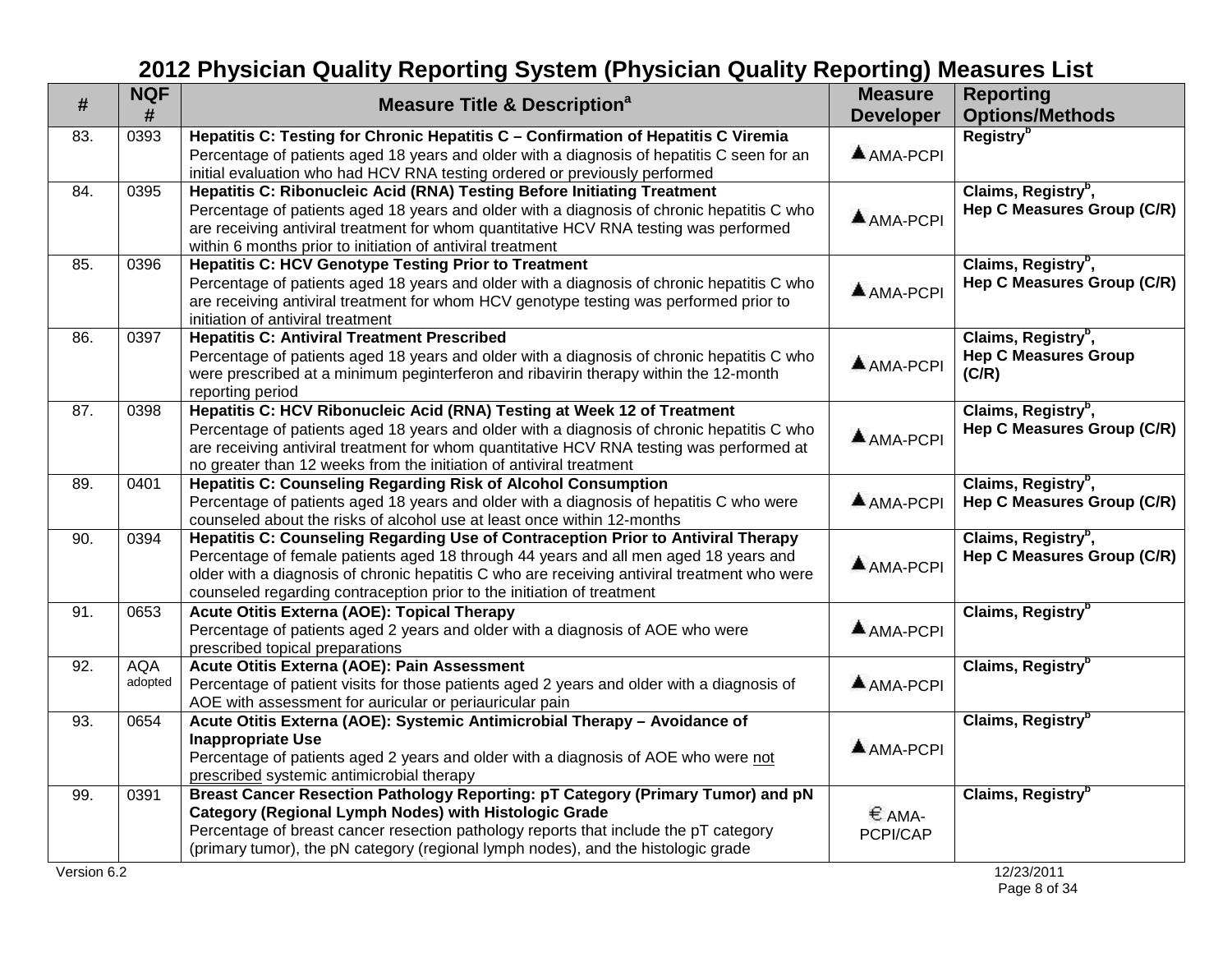# 2012 Physician Quality Reporting System (Physician Quality Reporting) Measures List

| # | NQF # | Measure Title & Description[a] | Measure Developer | Reporting Options/Methods |
|---|---|---|---|---|
| 83. | 0393 | **Hepatitis C: Testing for Chronic Hepatitis C – Confirmation of Hepatitis C Viremia** Percentage of patients aged 18 years and older with a diagnosis of hepatitis C seen for an initial evaluation who had HCV RNA testing ordered or previously performed | ▲AMA-PCPI | **Registry[b]** |
| 84. | 0395 | **Hepatitis C: Ribonucleic Acid (RNA) Testing Before Initiating Treatment** Percentage of patients aged 18 years and older with a diagnosis of chronic hepatitis C who are receiving antiviral treatment for whom quantitative HCV RNA testing was performed within 6 months prior to initiation of antiviral treatment | ▲AMA-PCPI | **Claims, Registry[b], Hep C Measures Group (C/R)** |
| 85. | 0396 | **Hepatitis C: HCV Genotype Testing Prior to Treatment** Percentage of patients aged 18 years and older with a diagnosis of chronic hepatitis C who are receiving antiviral treatment for whom HCV genotype testing was performed prior to initiation of antiviral treatment | ▲AMA-PCPI | **Claims, Registry[b], Hep C Measures Group (C/R)** |
| 86. | 0397 | **Hepatitis C: Antiviral Treatment Prescribed** Percentage of patients aged 18 years and older with a diagnosis of chronic hepatitis C who were prescribed at a minimum peginterferon and ribavirin therapy within the 12-month reporting period | ▲AMA-PCPI | **Claims, Registry[b], Hep C Measures Group (C/R)** |
| 87. | 0398 | **Hepatitis C: HCV Ribonucleic Acid (RNA) Testing at Week 12 of Treatment** Percentage of patients aged 18 years and older with a diagnosis of chronic hepatitis C who are receiving antiviral treatment for whom quantitative HCV RNA testing was performed at no greater than 12 weeks from the initiation of antiviral treatment | ▲AMA-PCPI | **Claims, Registry[b], Hep C Measures Group (C/R)** |
| 89. | 0401 | **Hepatitis C: Counseling Regarding Risk of Alcohol Consumption** Percentage of patients aged 18 years and older with a diagnosis of hepatitis C who were counseled about the risks of alcohol use at least once within 12-months | ▲AMA-PCPI | **Claims, Registry[b], Hep C Measures Group (C/R)** |
| 90. | 0394 | **Hepatitis C: Counseling Regarding Use of Contraception Prior to Antiviral Therapy** Percentage of female patients aged 18 through 44 years and all men aged 18 years and older with a diagnosis of chronic hepatitis C who are receiving antiviral treatment who were counseled regarding contraception prior to the initiation of treatment | ▲AMA-PCPI | **Claims, Registry[b], Hep C Measures Group (C/R)** |
| 91. | 0653 | **Acute Otitis Externa (AOE): Topical Therapy** Percentage of patients aged 2 years and older with a diagnosis of AOE who were prescribed topical preparations | ▲AMA-PCPI | **Claims, Registry[b]** |
| 92. | AQA adopted | **Acute Otitis Externa (AOE): Pain Assessment** Percentage of patient visits for those patients aged 2 years and older with a diagnosis of AOE with assessment for auricular or periauricular pain | ▲AMA-PCPI | **Claims, Registry[b]** |
| 93. | 0654 | **Acute Otitis Externa (AOE): Systemic Antimicrobial Therapy – Avoidance of Inappropriate Use** Percentage of patients aged 2 years and older with a diagnosis of AOE who were <u>not prescribed</u> systemic antimicrobial therapy | ▲AMA-PCPI | **Claims, Registry[b]** |
| 99. | 0391 | **Breast Cancer Resection Pathology Reporting: pT Category (Primary Tumor) and pN Category (Regional Lymph Nodes) with Histologic Grade** Percentage of breast cancer resection pathology reports that include the pT category (primary tumor), the pN category (regional lymph nodes), and the histologic grade | € AMA-PCPI/CAP | **Claims, Registry[b]** |

Version 6.2 12/23/2011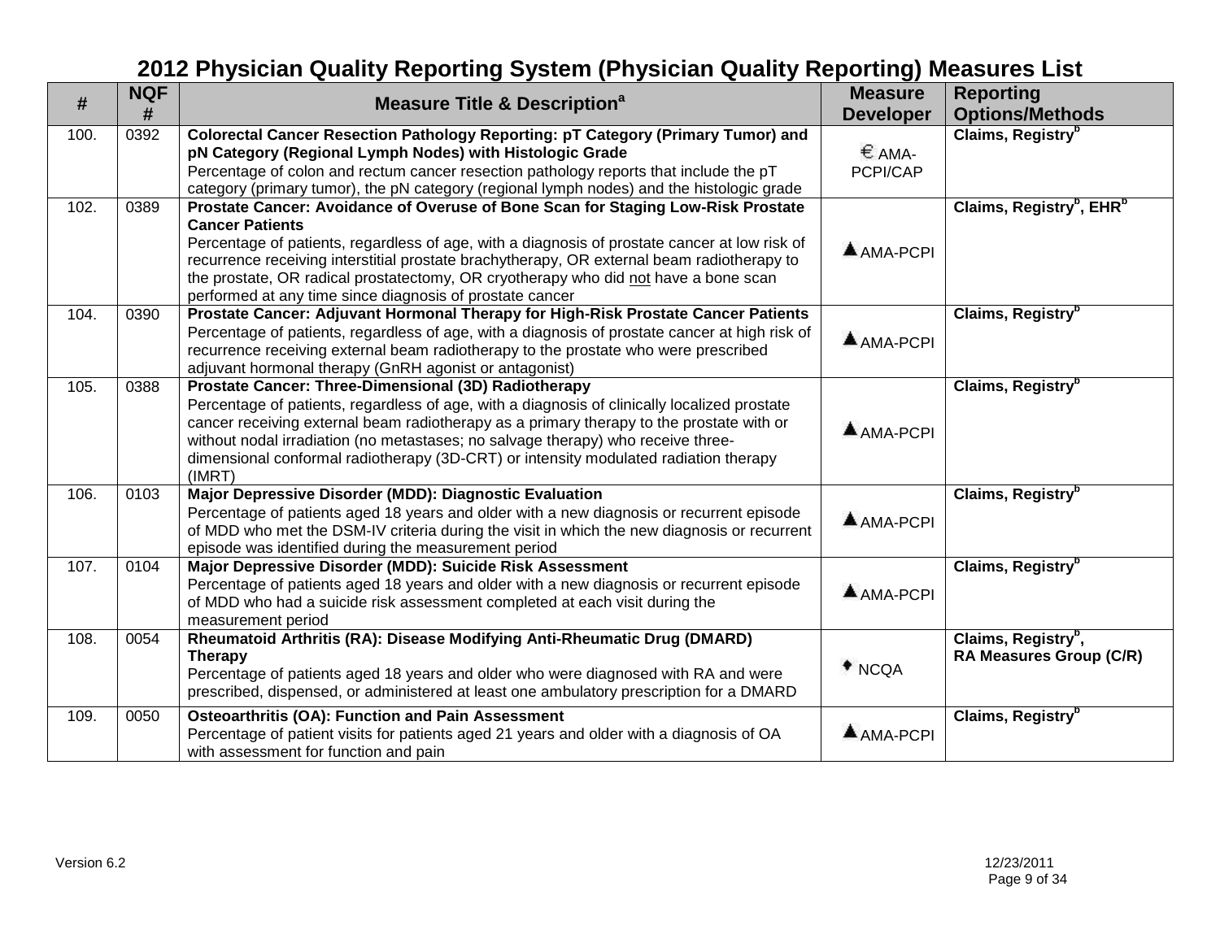# 2012 Physician Quality Reporting System (Physician Quality Reporting) Measures List

| # | NQF # | Measure Title & Description[a] | Measure Developer | Reporting Options/Methods |
|---|---|---|---|---|
| 100. | 0392 | **Colorectal Cancer Resection Pathology Reporting: pT Category (Primary Tumor) and pN Category (Regional Lymph Nodes) with Histologic Grade**<br>Percentage of colon and rectum cancer resection pathology reports that include the pT category (primary tumor), the pN category (regional lymph nodes) and the histologic grade | € AMA-PCPI/CAP | **Claims, Registry[b]** |
| 102. | 0389 | **Prostate Cancer: Avoidance of Overuse of Bone Scan for Staging Low-Risk Prostate Cancer Patients**<br>Percentage of patients, regardless of age, with a diagnosis of prostate cancer at low risk of recurrence receiving interstitial prostate brachytherapy, OR external beam radiotherapy to the prostate, OR radical prostatectomy, OR cryotherapy who did not have a bone scan performed at any time since diagnosis of prostate cancer | ▲AMA-PCPI | **Claims, Registry[b], EHR[b]** |
| 104. | 0390 | **Prostate Cancer: Adjuvant Hormonal Therapy for High-Risk Prostate Cancer Patients**<br>Percentage of patients, regardless of age, with a diagnosis of prostate cancer at high risk of recurrence receiving external beam radiotherapy to the prostate who were prescribed adjuvant hormonal therapy (GnRH agonist or antagonist) | ▲AMA-PCPI | **Claims, Registry[b]** |
| 105. | 0388 | **Prostate Cancer: Three-Dimensional (3D) Radiotherapy**<br>Percentage of patients, regardless of age, with a diagnosis of clinically localized prostate cancer receiving external beam radiotherapy as a primary therapy to the prostate with or without nodal irradiation (no metastases; no salvage therapy) who receive three-dimensional conformal radiotherapy (3D-CRT) or intensity modulated radiation therapy (IMRT) | ▲AMA-PCPI | **Claims, Registry[b]** |
| 106. | 0103 | **Major Depressive Disorder (MDD): Diagnostic Evaluation**<br>Percentage of patients aged 18 years and older with a new diagnosis or recurrent episode of MDD who met the DSM-IV criteria during the visit in which the new diagnosis or recurrent episode was identified during the measurement period | ▲AMA-PCPI | **Claims, Registry[b]** |
| 107. | 0104 | **Major Depressive Disorder (MDD): Suicide Risk Assessment**<br>Percentage of patients aged 18 years and older with a new diagnosis or recurrent episode of MDD who had a suicide risk assessment completed at each visit during the measurement period | ▲AMA-PCPI | **Claims, Registry[b]** |
| 108. | 0054 | **Rheumatoid Arthritis (RA): Disease Modifying Anti-Rheumatic Drug (DMARD) Therapy**<br>Percentage of patients aged 18 years and older who were diagnosed with RA and were prescribed, dispensed, or administered at least one ambulatory prescription for a DMARD | ♦ NCQA | **Claims, Registry[b], RA Measures Group (C/R)** |
| 109. | 0050 | **Osteoarthritis (OA): Function and Pain Assessment**<br>Percentage of patient visits for patients aged 21 years and older with a diagnosis of OA with assessment for function and pain | ▲AMA-PCPI | **Claims, Registry[b]** |

Version 6.2 12/23/2011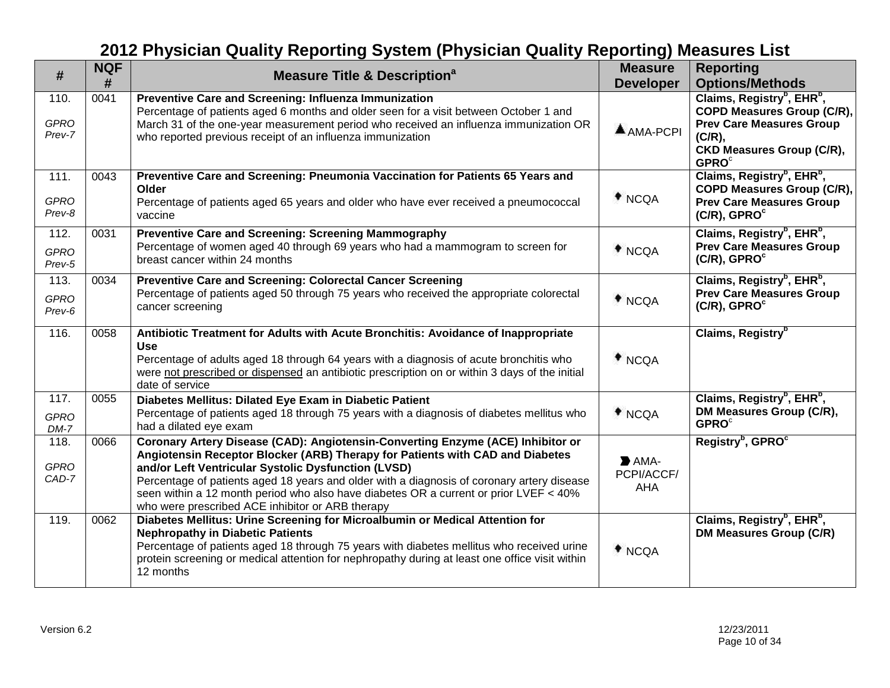# 2012 Physician Quality Reporting System (Physician Quality Reporting) Measures List

| # | NQF # | Measure Title & Description[a] | Measure Developer | Reporting Options/Methods |
|---|---|---|---|---|
| 110. *GPRO Prev-7* | 0041 | **Preventive Care and Screening: Influenza Immunization** Percentage of patients aged 6 months and older seen for a visit between October 1 and March 31 of the one-year measurement period who received an influenza immunization OR who reported previous receipt of an influenza immunization | ▲AMA-PCPI | **Claims, Registry[b], EHR[b], COPD Measures Group (C/R), Prev Care Measures Group (C/R), CKD Measures Group (C/R), GPRO[c]** |
| 111. *GPRO Prev-8* | 0043 | **Preventive Care and Screening: Pneumonia Vaccination for Patients 65 Years and Older** Percentage of patients aged 65 years and older who have ever received a pneumococcal vaccine | ♦NCQA | **Claims, Registry[b], EHR[b], COPD Measures Group (C/R), Prev Care Measures Group (C/R), GPRO[c]** |
| 112. *GPRO Prev-5* | 0031 | **Preventive Care and Screening: Screening Mammography** Percentage of women aged 40 through 69 years who had a mammogram to screen for breast cancer within 24 months | ♦NCQA | **Claims, Registry[b], EHR[b], Prev Care Measures Group (C/R), GPRO[c]** |
| 113. *GPRO Prev-6* | 0034 | **Preventive Care and Screening: Colorectal Cancer Screening** Percentage of patients aged 50 through 75 years who received the appropriate colorectal cancer screening | ♦NCQA | **Claims, Registry[b], EHR[b], Prev Care Measures Group (C/R), GPRO[c]** |
| 116. | 0058 | **Antibiotic Treatment for Adults with Acute Bronchitis: Avoidance of Inappropriate Use** Percentage of adults aged 18 through 64 years with a diagnosis of acute bronchitis who were not prescribed or dispensed an antibiotic prescription on or within 3 days of the initial date of service | ♦NCQA | **Claims, Registry[b]** |
| 117. *GPRO DM-7* | 0055 | **Diabetes Mellitus: Dilated Eye Exam in Diabetic Patient** Percentage of patients aged 18 through 75 years with a diagnosis of diabetes mellitus who had a dilated eye exam | ♦NCQA | **Claims, Registry[b], EHR[b], DM Measures Group (C/R), GPRO[c]** |
| 118. *GPRO CAD-7* | 0066 | **Coronary Artery Disease (CAD): Angiotensin-Converting Enzyme (ACE) Inhibitor or Angiotensin Receptor Blocker (ARB) Therapy for Patients with CAD and Diabetes and/or Left Ventricular Systolic Dysfunction (LVSD)** Percentage of patients aged 18 years and older with a diagnosis of coronary artery disease seen within a 12 month period who also have diabetes OR a current or prior LVEF < 40% who were prescribed ACE inhibitor or ARB therapy | ➤AMA-PCPI/ACCF/AHA | **Registry[b], GPRO[c]** |
| 119. | 0062 | **Diabetes Mellitus: Urine Screening for Microalbumin or Medical Attention for Nephropathy in Diabetic Patients** Percentage of patients aged 18 through 75 years with diabetes mellitus who received urine protein screening or medical attention for nephropathy during at least one office visit within 12 months | ♦NCQA | **Claims, Registry[b], EHR[b], DM Measures Group (C/R)** |

Version 6.2 12/23/2011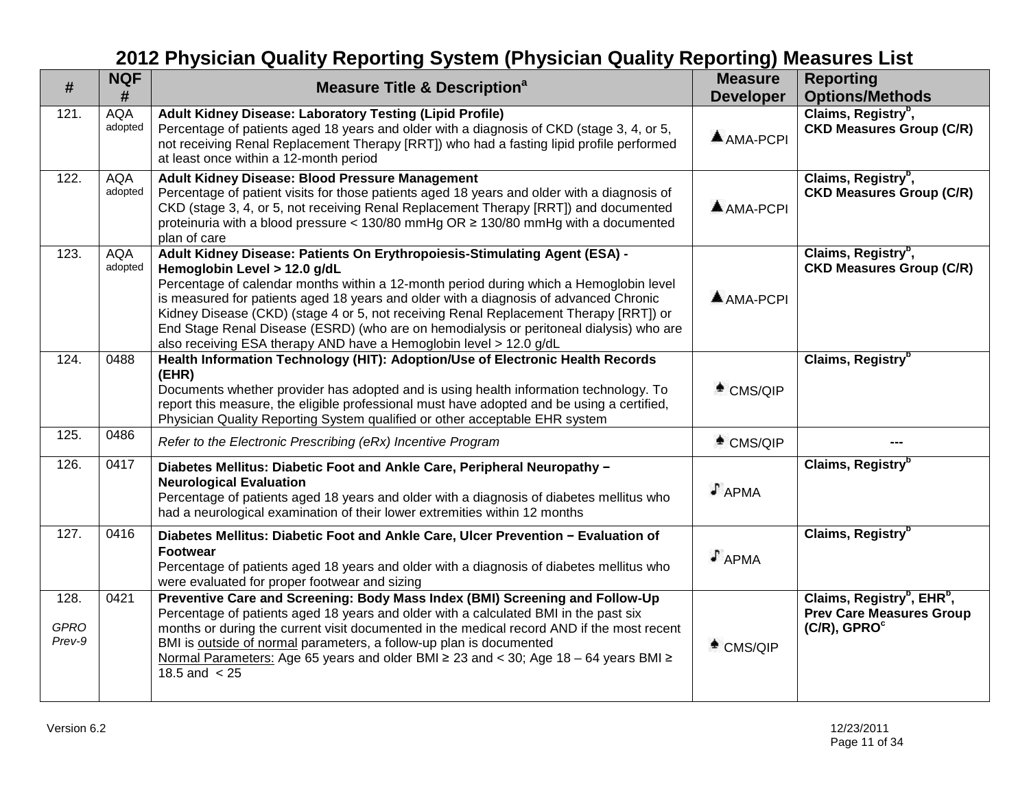# 2012 Physician Quality Reporting System (Physician Quality Reporting) Measures List

| # | NQF # | Measure Title & Description[a] | Measure Developer | Reporting Options/Methods |
|---|---|---|---|---|
| 121. | AQA adopted | **Adult Kidney Disease: Laboratory Testing (Lipid Profile)**<br>Percentage of patients aged 18 years and older with a diagnosis of CKD (stage 3, 4, or 5, not receiving Renal Replacement Therapy [RRT]) who had a fasting lipid profile performed at least once within a 12-month period | ▲AMA-PCPI | **Claims, Registry[b], CKD Measures Group (C/R)** |
| 122. | AQA adopted | **Adult Kidney Disease: Blood Pressure Management**<br>Percentage of patient visits for those patients aged 18 years and older with a diagnosis of CKD (stage 3, 4, or 5, not receiving Renal Replacement Therapy [RRT]) and documented proteinuria with a blood pressure < 130/80 mmHg OR ≥ 130/80 mmHg with a documented plan of care | ▲AMA-PCPI | **Claims, Registry[b], CKD Measures Group (C/R)** |
| 123. | AQA adopted | **Adult Kidney Disease: Patients On Erythropoiesis-Stimulating Agent (ESA) - Hemoglobin Level > 12.0 g/dL**<br>Percentage of calendar months within a 12-month period during which a Hemoglobin level is measured for patients aged 18 years and older with a diagnosis of advanced Chronic Kidney Disease (CKD) (stage 4 or 5, not receiving Renal Replacement Therapy [RRT]) or End Stage Renal Disease (ESRD) (who are on hemodialysis or peritoneal dialysis) who are also receiving ESA therapy AND have a Hemoglobin level > 12.0 g/dL | ▲AMA-PCPI | **Claims, Registry[b], CKD Measures Group (C/R)** |
| 124. | 0488 | **Health Information Technology (HIT): Adoption/Use of Electronic Health Records (EHR)**<br>Documents whether provider has adopted and is using health information technology. To report this measure, the eligible professional must have adopted and be using a certified, Physician Quality Reporting System qualified or other acceptable EHR system | ♠CMS/QIP | **Claims, Registry[b]** |
| 125. | 0486 | *Refer to the Electronic Prescribing (eRx) Incentive Program* | ♠CMS/QIP | --- |
| 126. | 0417 | **Diabetes Mellitus: Diabetic Foot and Ankle Care, Peripheral Neuropathy – Neurological Evaluation**<br>Percentage of patients aged 18 years and older with a diagnosis of diabetes mellitus who had a neurological examination of their lower extremities within 12 months | ♪APMA | **Claims, Registry[b]** |
| 127. | 0416 | **Diabetes Mellitus: Diabetic Foot and Ankle Care, Ulcer Prevention – Evaluation of Footwear**<br>Percentage of patients aged 18 years and older with a diagnosis of diabetes mellitus who were evaluated for proper footwear and sizing | ♪APMA | **Claims, Registry[b]** |
| 128.<br>*GPRO Prev-9* | 0421 | **Preventive Care and Screening: Body Mass Index (BMI) Screening and Follow-Up**<br>Percentage of patients aged 18 years and older with a calculated BMI in the past six months or during the current visit documented in the medical record AND if the most recent BMI is <u>outside of normal</u> parameters, a follow-up plan is documented<br><u>Normal Parameters:</u> Age 65 years and older BMI ≥ 23 and < 30; Age 18 – 64 years BMI ≥ 18.5 and < 25 | ♠CMS/QIP | **Claims, Registry[b], EHR[b], Prev Care Measures Group (C/R), GPRO[c]** |

Version 6.2 12/23/2011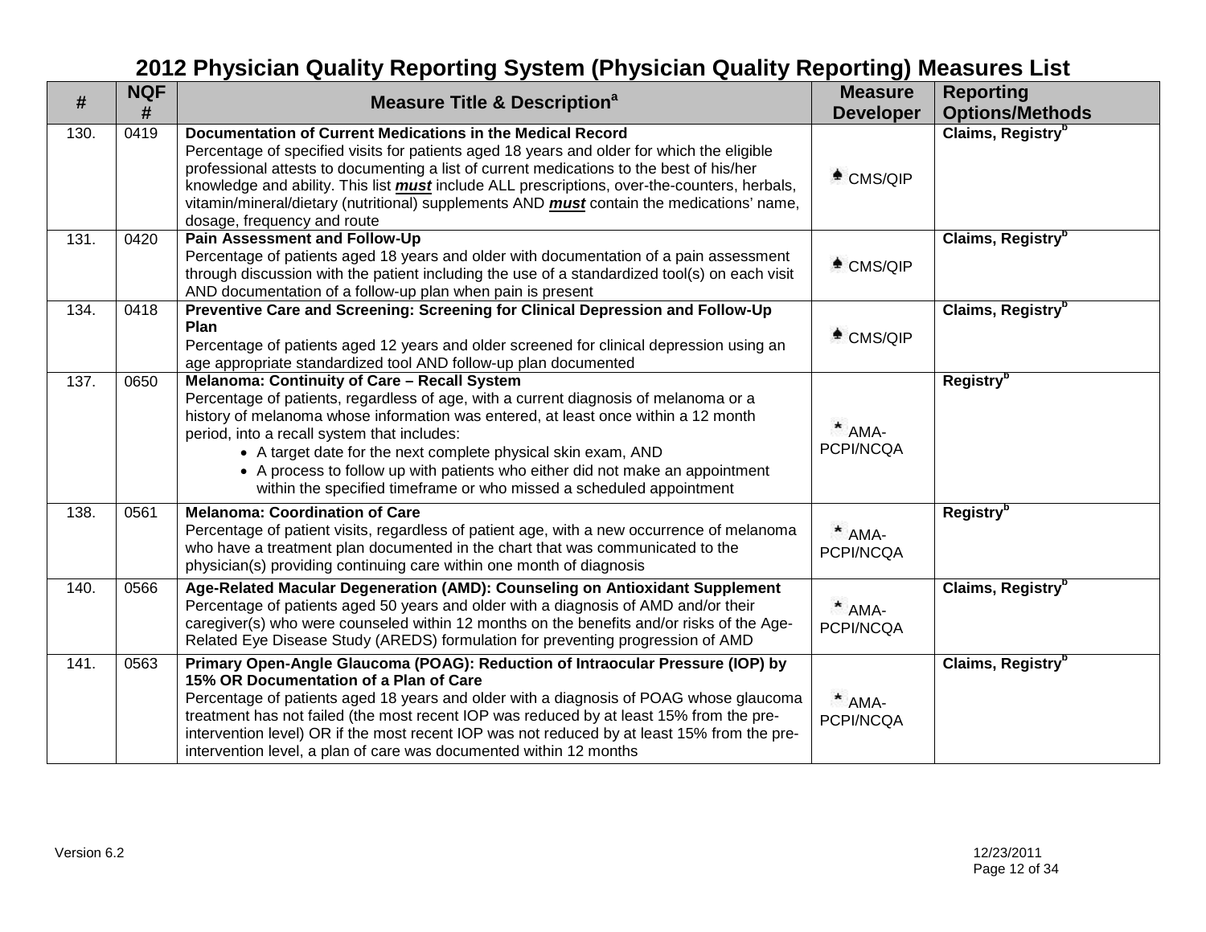# 2012 Physician Quality Reporting System (Physician Quality Reporting) Measures List

| # | NQF # | Measure Title & Description[a] | Measure Developer | Reporting Options/Methods |
|---|---|---|---|---|
| 130. | 0419 | **Documentation of Current Medications in the Medical Record**<br>Percentage of specified visits for patients aged 18 years and older for which the eligible professional attests to documenting a list of current medications to the best of his/her knowledge and ability. This list ***must*** include ALL prescriptions, over-the-counters, herbals, vitamin/mineral/dietary (nutritional) supplements AND ***must*** contain the medications' name, dosage, frequency and route | ♠ CMS/QIP | **Claims, Registry[b]** |
| 131. | 0420 | **Pain Assessment and Follow-Up**<br>Percentage of patients aged 18 years and older with documentation of a pain assessment through discussion with the patient including the use of a standardized tool(s) on each visit AND documentation of a follow-up plan when pain is present | ♠ CMS/QIP | **Claims, Registry[b]** |
| 134. | 0418 | **Preventive Care and Screening: Screening for Clinical Depression and Follow-Up Plan**<br>Percentage of patients aged 12 years and older screened for clinical depression using an age appropriate standardized tool AND follow-up plan documented | ♠ CMS/QIP | **Claims, Registry[b]** |
| 137. | 0650 | **Melanoma: Continuity of Care – Recall System**<br>Percentage of patients, regardless of age, with a current diagnosis of melanoma or a history of melanoma whose information was entered, at least once within a 12 month period, into a recall system that includes:<br>• A target date for the next complete physical skin exam, AND<br>• A process to follow up with patients who either did not make an appointment within the specified timeframe or who missed a scheduled appointment | * AMA-PCPI/NCQA | **Registry[b]** |
| 138. | 0561 | **Melanoma: Coordination of Care**<br>Percentage of patient visits, regardless of patient age, with a new occurrence of melanoma who have a treatment plan documented in the chart that was communicated to the physician(s) providing continuing care within one month of diagnosis | * AMA-PCPI/NCQA | **Registry[b]** |
| 140. | 0566 | **Age-Related Macular Degeneration (AMD): Counseling on Antioxidant Supplement**<br>Percentage of patients aged 50 years and older with a diagnosis of AMD and/or their caregiver(s) who were counseled within 12 months on the benefits and/or risks of the Age-Related Eye Disease Study (AREDS) formulation for preventing progression of AMD | * AMA-PCPI/NCQA | **Claims, Registry[b]** |
| 141. | 0563 | **Primary Open-Angle Glaucoma (POAG): Reduction of Intraocular Pressure (IOP) by 15% OR Documentation of a Plan of Care**<br>Percentage of patients aged 18 years and older with a diagnosis of POAG whose glaucoma treatment has not failed (the most recent IOP was reduced by at least 15% from the pre-intervention level) OR if the most recent IOP was not reduced by at least 15% from the pre-intervention level, a plan of care was documented within 12 months | * AMA-PCPI/NCQA | **Claims, Registry[b]** |

Version 6.2 — 12/23/2011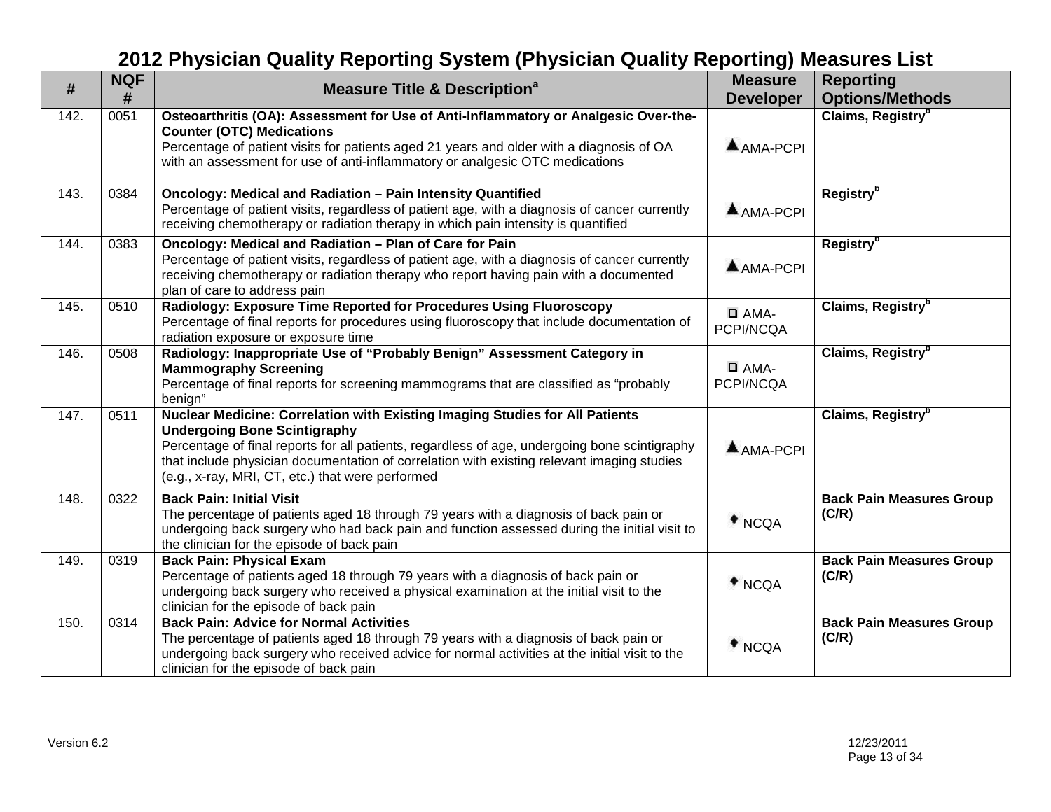# 2012 Physician Quality Reporting System (Physician Quality Reporting) Measures List

| # | NQF # | Measure Title & Description[a] | Measure Developer | Reporting Options/Methods |
|---|---|---|---|---|
| 142. | 0051 | **Osteoarthritis (OA): Assessment for Use of Anti-Inflammatory or Analgesic Over-the-Counter (OTC) Medications** Percentage of patient visits for patients aged 21 years and older with a diagnosis of OA with an assessment for use of anti-inflammatory or analgesic OTC medications | ▲AMA-PCPI | **Claims, Registry[b]** |
| 143. | 0384 | **Oncology: Medical and Radiation – Pain Intensity Quantified** Percentage of patient visits, regardless of patient age, with a diagnosis of cancer currently receiving chemotherapy or radiation therapy in which pain intensity is quantified | ▲AMA-PCPI | **Registry[b]** |
| 144. | 0383 | **Oncology: Medical and Radiation – Plan of Care for Pain** Percentage of patient visits, regardless of patient age, with a diagnosis of cancer currently receiving chemotherapy or radiation therapy who report having pain with a documented plan of care to address pain | ▲AMA-PCPI | **Registry[b]** |
| 145. | 0510 | **Radiology: Exposure Time Reported for Procedures Using Fluoroscopy** Percentage of final reports for procedures using fluoroscopy that include documentation of radiation exposure or exposure time | ❑ AMA-PCPI/NCQA | **Claims, Registry[b]** |
| 146. | 0508 | **Radiology: Inappropriate Use of "Probably Benign" Assessment Category in Mammography Screening** Percentage of final reports for screening mammograms that are classified as "probably benign" | ❑ AMA-PCPI/NCQA | **Claims, Registry[b]** |
| 147. | 0511 | **Nuclear Medicine: Correlation with Existing Imaging Studies for All Patients Undergoing Bone Scintigraphy** Percentage of final reports for all patients, regardless of age, undergoing bone scintigraphy that include physician documentation of correlation with existing relevant imaging studies (e.g., x-ray, MRI, CT, etc.) that were performed | ▲AMA-PCPI | **Claims, Registry[b]** |
| 148. | 0322 | **Back Pain: Initial Visit** The percentage of patients aged 18 through 79 years with a diagnosis of back pain or undergoing back surgery who had back pain and function assessed during the initial visit to the clinician for the episode of back pain | ♦ NCQA | **Back Pain Measures Group (C/R)** |
| 149. | 0319 | **Back Pain: Physical Exam** Percentage of patients aged 18 through 79 years with a diagnosis of back pain or undergoing back surgery who received a physical examination at the initial visit to the clinician for the episode of back pain | ♦ NCQA | **Back Pain Measures Group (C/R)** |
| 150. | 0314 | **Back Pain: Advice for Normal Activities** The percentage of patients aged 18 through 79 years with a diagnosis of back pain or undergoing back surgery who received advice for normal activities at the initial visit to the clinician for the episode of back pain | ♦ NCQA | **Back Pain Measures Group (C/R)** |

Version 6.2

12/23/2011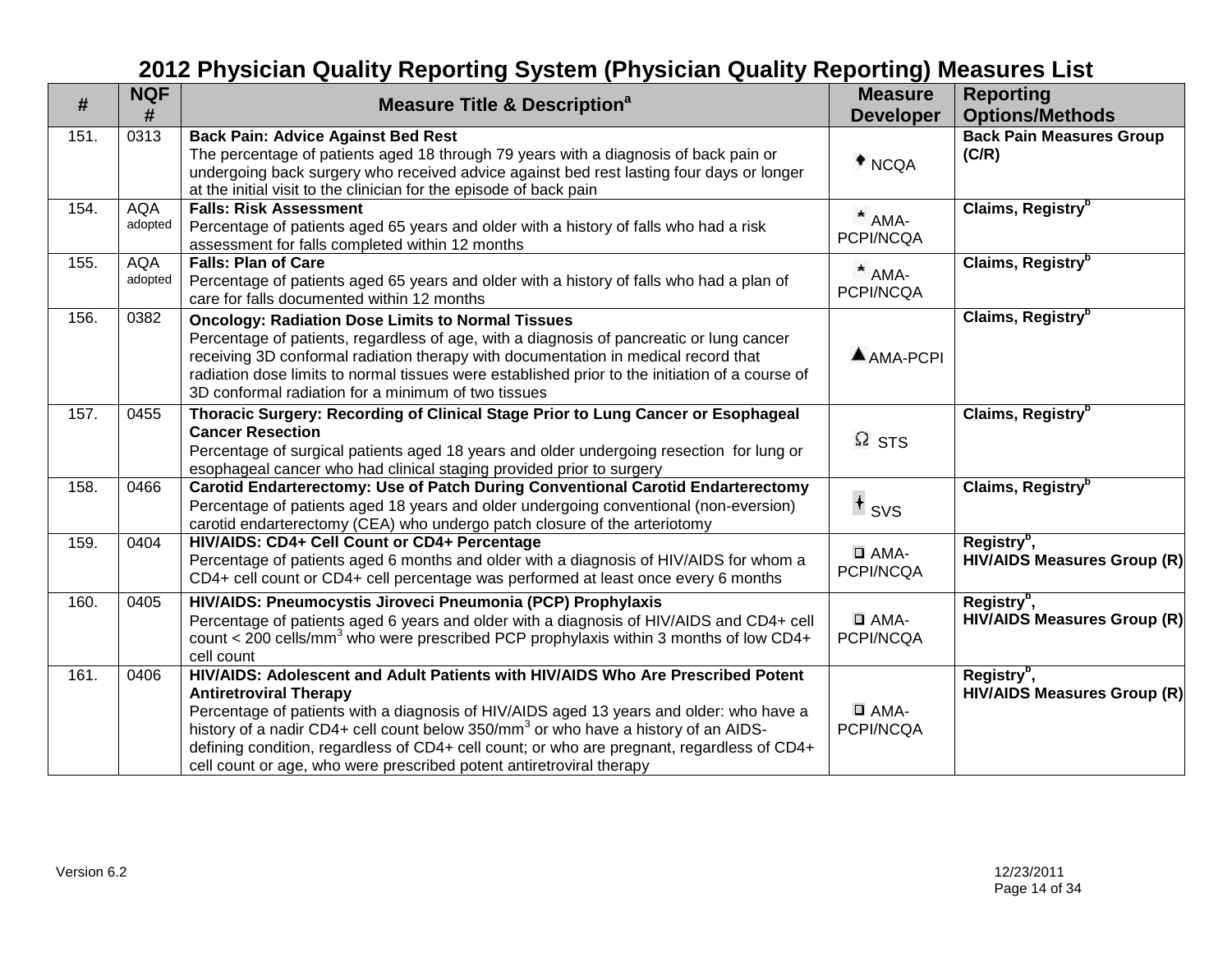# 2012 Physician Quality Reporting System (Physician Quality Reporting) Measures List

| # | NQF # | Measure Title & Description[a] | Measure Developer | Reporting Options/Methods |
|---|---|---|---|---|
| 151. | 0313 | **Back Pain: Advice Against Bed Rest** The percentage of patients aged 18 through 79 years with a diagnosis of back pain or undergoing back surgery who received advice against bed rest lasting four days or longer at the initial visit to the clinician for the episode of back pain | ♦ NCQA | **Back Pain Measures Group (C/R)** |
| 154. | AQA adopted | **Falls: Risk Assessment** Percentage of patients aged 65 years and older with a history of falls who had a risk assessment for falls completed within 12 months | * AMA-PCPI/NCQA | **Claims, Registry[b]** |
| 155. | AQA adopted | **Falls: Plan of Care** Percentage of patients aged 65 years and older with a history of falls who had a plan of care for falls documented within 12 months | * AMA-PCPI/NCQA | **Claims, Registry[b]** |
| 156. | 0382 | **Oncology: Radiation Dose Limits to Normal Tissues** Percentage of patients, regardless of age, with a diagnosis of pancreatic or lung cancer receiving 3D conformal radiation therapy with documentation in medical record that radiation dose limits to normal tissues were established prior to the initiation of a course of 3D conformal radiation for a minimum of two tissues | ▲ AMA-PCPI | **Claims, Registry[b]** |
| 157. | 0455 | **Thoracic Surgery: Recording of Clinical Stage Prior to Lung Cancer or Esophageal Cancer Resection** Percentage of surgical patients aged 18 years and older undergoing resection for lung or esophageal cancer who had clinical staging provided prior to surgery | Ω STS | **Claims, Registry[b]** |
| 158. | 0466 | **Carotid Endarterectomy: Use of Patch During Conventional Carotid Endarterectomy** Percentage of patients aged 18 years and older undergoing conventional (non-eversion) carotid endarterectomy (CEA) who undergo patch closure of the arteriotomy | ǂ SVS | **Claims, Registry[b]** |
| 159. | 0404 | **HIV/AIDS: CD4+ Cell Count or CD4+ Percentage** Percentage of patients aged 6 months and older with a diagnosis of HIV/AIDS for whom a CD4+ cell count or CD4+ cell percentage was performed at least once every 6 months | ☐ AMA-PCPI/NCQA | **Registry[b], HIV/AIDS Measures Group (R)** |
| 160. | 0405 | **HIV/AIDS: Pneumocystis Jiroveci Pneumonia (PCP) Prophylaxis** Percentage of patients aged 6 years and older with a diagnosis of HIV/AIDS and CD4+ cell count < 200 cells/mm$^3$ who were prescribed PCP prophylaxis within 3 months of low CD4+ cell count | ☐ AMA-PCPI/NCQA | **Registry[b], HIV/AIDS Measures Group (R)** |
| 161. | 0406 | **HIV/AIDS: Adolescent and Adult Patients with HIV/AIDS Who Are Prescribed Potent Antiretroviral Therapy** Percentage of patients with a diagnosis of HIV/AIDS aged 13 years and older: who have a history of a nadir CD4+ cell count below 350/mm$^3$ or who have a history of an AIDS-defining condition, regardless of CD4+ cell count; or who are pregnant, regardless of CD4+ cell count or age, who were prescribed potent antiretroviral therapy | ☐ AMA-PCPI/NCQA | **Registry[b], HIV/AIDS Measures Group (R)** |

Version 6.2 — 12/23/2011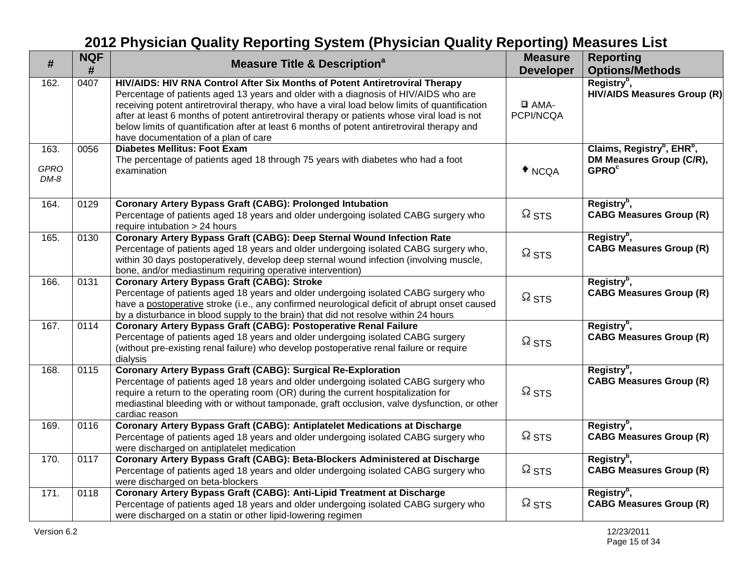# 2012 Physician Quality Reporting System (Physician Quality Reporting) Measures List

| # | NQF # | Measure Title & Description[a] | Measure Developer | Reporting Options/Methods |
|---|---|---|---|---|
| 162. | 0407 | **HIV/AIDS: HIV RNA Control After Six Months of Potent Antiretroviral Therapy**<br>Percentage of patients aged 13 years and older with a diagnosis of HIV/AIDS who are receiving potent antiretroviral therapy, who have a viral load below limits of quantification after at least 6 months of potent antiretroviral therapy or patients whose viral load is not below limits of quantification after at least 6 months of potent antiretroviral therapy and have documentation of a plan of care | ❑ AMA-PCPI/NCQA | **Registry[b], HIV/AIDS Measures Group (R)** |
| 163.<br>*GPRO DM-8* | 0056 | **Diabetes Mellitus: Foot Exam**<br>The percentage of patients aged 18 through 75 years with diabetes who had a foot examination | ♦ NCQA | **Claims, Registry[b], EHR[b], DM Measures Group (C/R), GPRO[c]** |
| 164. | 0129 | **Coronary Artery Bypass Graft (CABG): Prolonged Intubation**<br>Percentage of patients aged 18 years and older undergoing isolated CABG surgery who require intubation > 24 hours | Ω STS | **Registry[b], CABG Measures Group (R)** |
| 165. | 0130 | **Coronary Artery Bypass Graft (CABG): Deep Sternal Wound Infection Rate**<br>Percentage of patients aged 18 years and older undergoing isolated CABG surgery who, within 30 days postoperatively, develop deep sternal wound infection (involving muscle, bone, and/or mediastinum requiring operative intervention) | Ω STS | **Registry[b], CABG Measures Group (R)** |
| 166. | 0131 | **Coronary Artery Bypass Graft (CABG): Stroke**<br>Percentage of patients aged 18 years and older undergoing isolated CABG surgery who have a postoperative stroke (i.e., any confirmed neurological deficit of abrupt onset caused by a disturbance in blood supply to the brain) that did not resolve within 24 hours | Ω STS | **Registry[b], CABG Measures Group (R)** |
| 167. | 0114 | **Coronary Artery Bypass Graft (CABG): Postoperative Renal Failure**<br>Percentage of patients aged 18 years and older undergoing isolated CABG surgery (without pre-existing renal failure) who develop postoperative renal failure or require dialysis | Ω STS | **Registry[b], CABG Measures Group (R)** |
| 168. | 0115 | **Coronary Artery Bypass Graft (CABG): Surgical Re-Exploration**<br>Percentage of patients aged 18 years and older undergoing isolated CABG surgery who require a return to the operating room (OR) during the current hospitalization for mediastinal bleeding with or without tamponade, graft occlusion, valve dysfunction, or other cardiac reason | Ω STS | **Registry[b], CABG Measures Group (R)** |
| 169. | 0116 | **Coronary Artery Bypass Graft (CABG): Antiplatelet Medications at Discharge**<br>Percentage of patients aged 18 years and older undergoing isolated CABG surgery who were discharged on antiplatelet medication | Ω STS | **Registry[b], CABG Measures Group (R)** |
| 170. | 0117 | **Coronary Artery Bypass Graft (CABG): Beta-Blockers Administered at Discharge**<br>Percentage of patients aged 18 years and older undergoing isolated CABG surgery who were discharged on beta-blockers | Ω STS | **Registry[b], CABG Measures Group (R)** |
| 171. | 0118 | **Coronary Artery Bypass Graft (CABG): Anti-Lipid Treatment at Discharge**<br>Percentage of patients aged 18 years and older undergoing isolated CABG surgery who were discharged on a statin or other lipid-lowering regimen | Ω STS | **Registry[b], CABG Measures Group (R)** |

Version 6.2 12/23/2011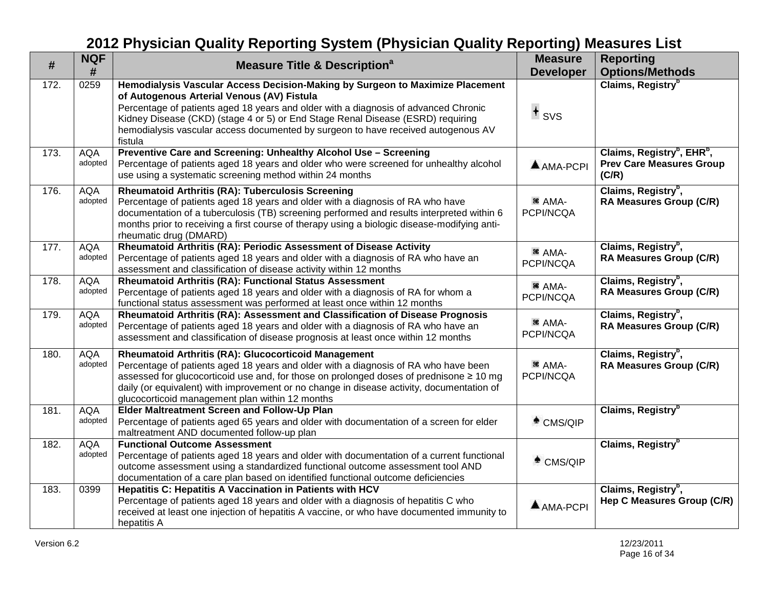# 2012 Physician Quality Reporting System (Physician Quality Reporting) Measures List

| # | NQF # | Measure Title & Description[a] | Measure Developer | Reporting Options/Methods |
|---|---|---|---|---|
| 172. | 0259 | **Hemodialysis Vascular Access Decision-Making by Surgeon to Maximize Placement of Autogenous Arterial Venous (AV) Fistula**<br>Percentage of patients aged 18 years and older with a diagnosis of advanced Chronic Kidney Disease (CKD) (stage 4 or 5) or End Stage Renal Disease (ESRD) requiring hemodialysis vascular access documented by surgeon to have received autogenous AV fistula | ♰ SVS | **Claims, Registry[b]** |
| 173. | AQA adopted | **Preventive Care and Screening: Unhealthy Alcohol Use – Screening**<br>Percentage of patients aged 18 years and older who were screened for unhealthy alcohol use using a systematic screening method within 24 months | ▲AMA-PCPI | **Claims, Registry[b], EHR[b], Prev Care Measures Group (C/R)** |
| 176. | AQA adopted | **Rheumatoid Arthritis (RA): Tuberculosis Screening**<br>Percentage of patients aged 18 years and older with a diagnosis of RA who have documentation of a tuberculosis (TB) screening performed and results interpreted within 6 months prior to receiving a first course of therapy using a biologic disease-modifying anti-rheumatic drug (DMARD) | ⌘ AMA-PCPI/NCQA | **Claims, Registry[b], RA Measures Group (C/R)** |
| 177. | AQA adopted | **Rheumatoid Arthritis (RA): Periodic Assessment of Disease Activity**<br>Percentage of patients aged 18 years and older with a diagnosis of RA who have an assessment and classification of disease activity within 12 months | ⌘ AMA-PCPI/NCQA | **Claims, Registry[b], RA Measures Group (C/R)** |
| 178. | AQA adopted | **Rheumatoid Arthritis (RA): Functional Status Assessment**<br>Percentage of patients aged 18 years and older with a diagnosis of RA for whom a functional status assessment was performed at least once within 12 months | ⌘ AMA-PCPI/NCQA | **Claims, Registry[b], RA Measures Group (C/R)** |
| 179. | AQA adopted | **Rheumatoid Arthritis (RA): Assessment and Classification of Disease Prognosis**<br>Percentage of patients aged 18 years and older with a diagnosis of RA who have an assessment and classification of disease prognosis at least once within 12 months | ⌘ AMA-PCPI/NCQA | **Claims, Registry[b], RA Measures Group (C/R)** |
| 180. | AQA adopted | **Rheumatoid Arthritis (RA): Glucocorticoid Management**<br>Percentage of patients aged 18 years and older with a diagnosis of RA who have been assessed for glucocorticoid use and, for those on prolonged doses of prednisone ≥ 10 mg daily (or equivalent) with improvement or no change in disease activity, documentation of glucocorticoid management plan within 12 months | ⌘ AMA-PCPI/NCQA | **Claims, Registry[b], RA Measures Group (C/R)** |
| 181. | AQA adopted | **Elder Maltreatment Screen and Follow-Up Plan**<br>Percentage of patients aged 65 years and older with documentation of a screen for elder maltreatment AND documented follow-up plan | ♠ CMS/QIP | **Claims, Registry[b]** |
| 182. | AQA adopted | **Functional Outcome Assessment**<br>Percentage of patients aged 18 years and older with documentation of a current functional outcome assessment using a standardized functional outcome assessment tool AND documentation of a care plan based on identified functional outcome deficiencies | ♠ CMS/QIP | **Claims, Registry[b]** |
| 183. | 0399 | **Hepatitis C: Hepatitis A Vaccination in Patients with HCV**<br>Percentage of patients aged 18 years and older with a diagnosis of hepatitis C who received at least one injection of hepatitis A vaccine, or who have documented immunity to hepatitis A | ▲AMA-PCPI | **Claims, Registry[b], Hep C Measures Group (C/R)** |

Version 6.2 12/23/2011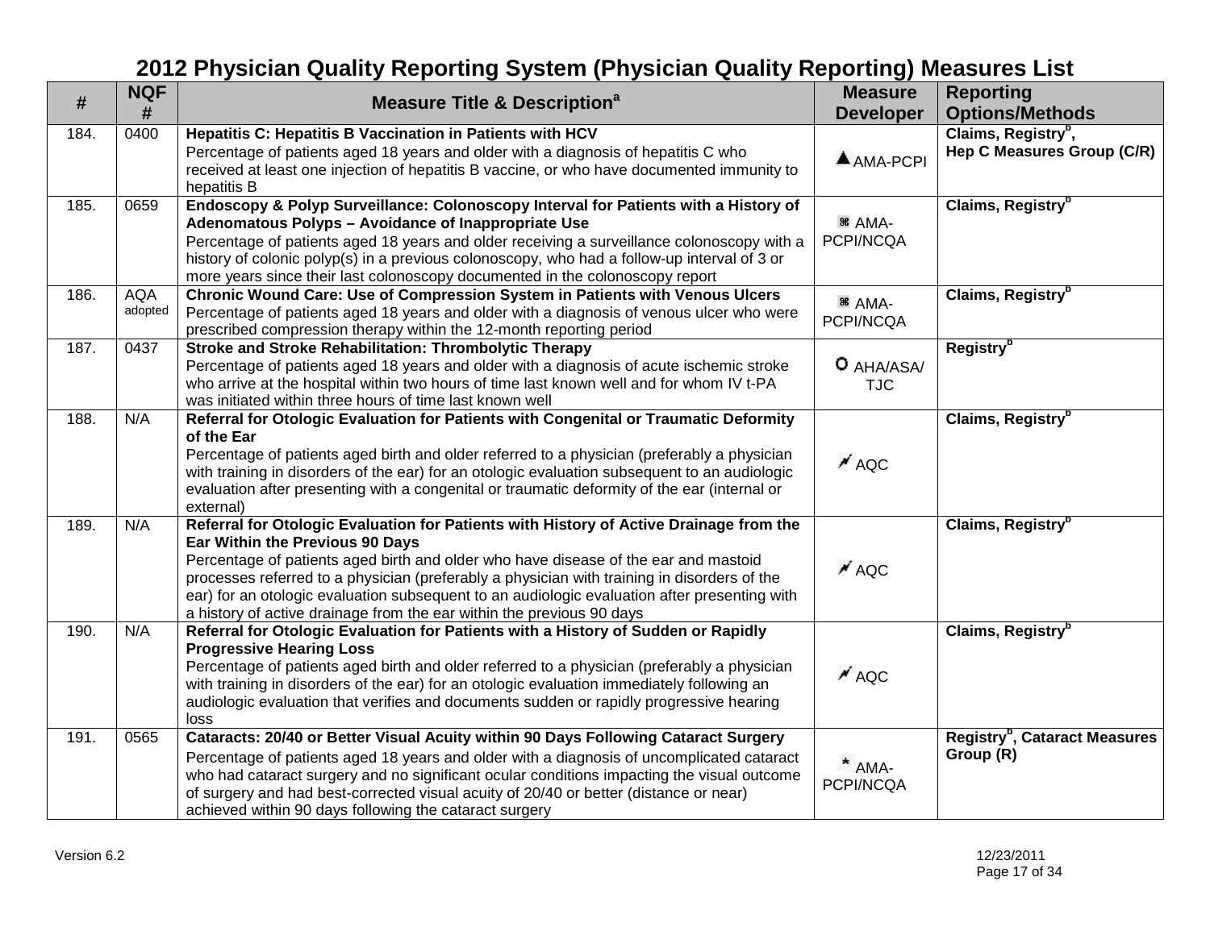# 2012 Physician Quality Reporting System (Physician Quality Reporting) Measures List

| # | NQF # | Measure Title & Description[a] | Measure Developer | Reporting Options/Methods |
|---|---|---|---|---|
| 184. | 0400 | **Hepatitis C: Hepatitis B Vaccination in Patients with HCV**<br>Percentage of patients aged 18 years and older with a diagnosis of hepatitis C who received at least one injection of hepatitis B vaccine, or who have documented immunity to hepatitis B | ▲AMA-PCPI | **Claims, Registry[b], Hep C Measures Group (C/R)** |
| 185. | 0659 | **Endoscopy & Polyp Surveillance: Colonoscopy Interval for Patients with a History of Adenomatous Polyps – Avoidance of Inappropriate Use**<br>Percentage of patients aged 18 years and older receiving a surveillance colonoscopy with a history of colonic polyp(s) in a previous colonoscopy, who had a follow-up interval of 3 or more years since their last colonoscopy documented in the colonoscopy report | ⌘ AMA-PCPI/NCQA | **Claims, Registry[b]** |
| 186. | AQA adopted | **Chronic Wound Care: Use of Compression System in Patients with Venous Ulcers**<br>Percentage of patients aged 18 years and older with a diagnosis of venous ulcer who were prescribed compression therapy within the 12-month reporting period | ⌘ AMA-PCPI/NCQA | **Claims, Registry[b]** |
| 187. | 0437 | **Stroke and Stroke Rehabilitation: Thrombolytic Therapy**<br>Percentage of patients aged 18 years and older with a diagnosis of acute ischemic stroke who arrive at the hospital within two hours of time last known well and for whom IV t-PA was initiated within three hours of time last known well | O AHA/ASA/TJC | **Registry[b]** |
| 188. | N/A | **Referral for Otologic Evaluation for Patients with Congenital or Traumatic Deformity of the Ear**<br>Percentage of patients aged birth and older referred to a physician (preferably a physician with training in disorders of the ear) for an otologic evaluation subsequent to an audiologic evaluation after presenting with a congenital or traumatic deformity of the ear (internal or external) | AQC | **Claims, Registry[b]** |
| 189. | N/A | **Referral for Otologic Evaluation for Patients with History of Active Drainage from the Ear Within the Previous 90 Days**<br>Percentage of patients aged birth and older who have disease of the ear and mastoid processes referred to a physician (preferably a physician with training in disorders of the ear) for an otologic evaluation subsequent to an audiologic evaluation after presenting with a history of active drainage from the ear within the previous 90 days | AQC | **Claims, Registry[b]** |
| 190. | N/A | **Referral for Otologic Evaluation for Patients with a History of Sudden or Rapidly Progressive Hearing Loss**<br>Percentage of patients aged birth and older referred to a physician (preferably a physician with training in disorders of the ear) for an otologic evaluation immediately following an audiologic evaluation that verifies and documents sudden or rapidly progressive hearing loss | AQC | **Claims, Registry[b]** |
| 191. | 0565 | **Cataracts: 20/40 or Better Visual Acuity within 90 Days Following Cataract Surgery**<br>Percentage of patients aged 18 years and older with a diagnosis of uncomplicated cataract who had cataract surgery and no significant ocular conditions impacting the visual outcome of surgery and had best-corrected visual acuity of 20/40 or better (distance or near) achieved within 90 days following the cataract surgery | * AMA-PCPI/NCQA | **Registry[b], Cataract Measures Group (R)** |

Version 6.2 12/23/2011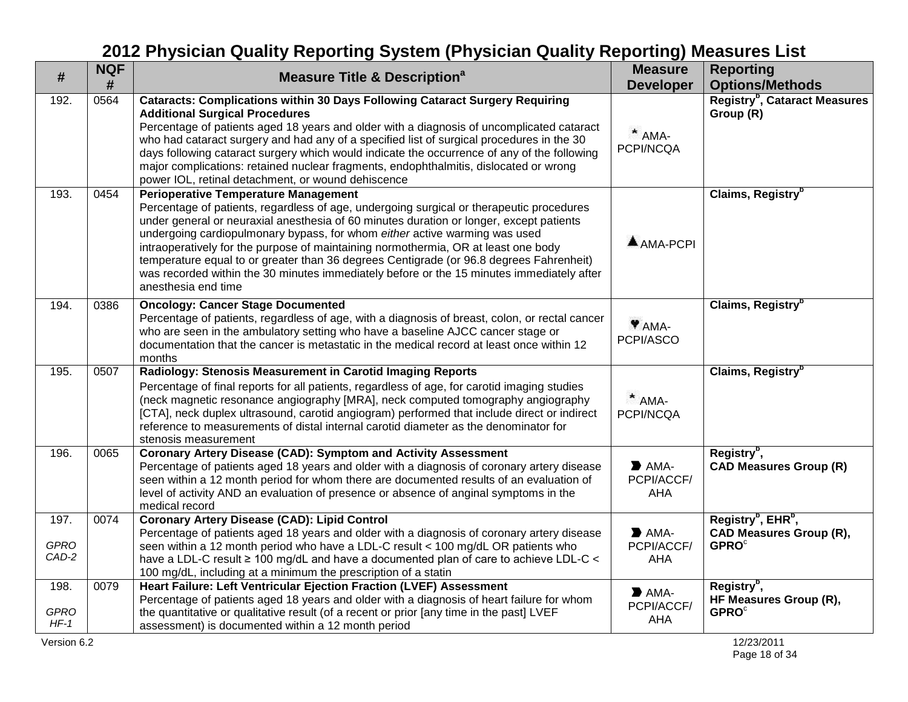# 2012 Physician Quality Reporting System (Physician Quality Reporting) Measures List

| # | NQF # | Measure Title & Description[a] | Measure Developer | Reporting Options/Methods |
|---|---|---|---|---|
| 192. | 0564 | **Cataracts: Complications within 30 Days Following Cataract Surgery Requiring Additional Surgical Procedures** Percentage of patients aged 18 years and older with a diagnosis of uncomplicated cataract who had cataract surgery and had any of a specified list of surgical procedures in the 30 days following cataract surgery which would indicate the occurrence of any of the following major complications: retained nuclear fragments, endophthalmitis, dislocated or wrong power IOL, retinal detachment, or wound dehiscence | * AMA-PCPI/NCQA | **Registry[b], Cataract Measures Group (R)** |
| 193. | 0454 | **Perioperative Temperature Management** Percentage of patients, regardless of age, undergoing surgical or therapeutic procedures under general or neuraxial anesthesia of 60 minutes duration or longer, except patients undergoing cardiopulmonary bypass, for whom *either* active warming was used intraoperatively for the purpose of maintaining normothermia, OR at least one body temperature equal to or greater than 36 degrees Centigrade (or 96.8 degrees Fahrenheit) was recorded within the 30 minutes immediately before or the 15 minutes immediately after anesthesia end time | ▲ AMA-PCPI | **Claims, Registry[b]** |
| 194. | 0386 | **Oncology: Cancer Stage Documented** Percentage of patients, regardless of age, with a diagnosis of breast, colon, or rectal cancer who are seen in the ambulatory setting who have a baseline AJCC cancer stage or documentation that the cancer is metastatic in the medical record at least once within 12 months | ♥ AMA-PCPI/ASCO | **Claims, Registry[b]** |
| 195. | 0507 | **Radiology: Stenosis Measurement in Carotid Imaging Reports** Percentage of final reports for all patients, regardless of age, for carotid imaging studies (neck magnetic resonance angiography [MRA], neck computed tomography angiography [CTA], neck duplex ultrasound, carotid angiogram) performed that include direct or indirect reference to measurements of distal internal carotid diameter as the denominator for stenosis measurement | * AMA-PCPI/NCQA | **Claims, Registry[b]** |
| 196. | 0065 | **Coronary Artery Disease (CAD): Symptom and Activity Assessment** Percentage of patients aged 18 years and older with a diagnosis of coronary artery disease seen within a 12 month period for whom there are documented results of an evaluation of level of activity AND an evaluation of presence or absence of anginal symptoms in the medical record | ➧ AMA-PCPI/ACCF/AHA | **Registry[b], CAD Measures Group (R)** |
| 197. *GPRO CAD-2* | 0074 | **Coronary Artery Disease (CAD): Lipid Control** Percentage of patients aged 18 years and older with a diagnosis of coronary artery disease seen within a 12 month period who have a LDL-C result < 100 mg/dL OR patients who have a LDL-C result ≥ 100 mg/dL and have a documented plan of care to achieve LDL-C < 100 mg/dL, including at a minimum the prescription of a statin | ➧ AMA-PCPI/ACCF/AHA | **Registry[b], EHR[b], CAD Measures Group (R), GPRO[c]** |
| 198. *GPRO HF-1* | 0079 | **Heart Failure: Left Ventricular Ejection Fraction (LVEF) Assessment** Percentage of patients aged 18 years and older with a diagnosis of heart failure for whom the quantitative or qualitative result (of a recent or prior [any time in the past] LVEF assessment) is documented within a 12 month period | ➧ AMA-PCPI/ACCF/AHA | **Registry[b], HF Measures Group (R), GPRO[c]** |

Version 6.2 — 12/23/2011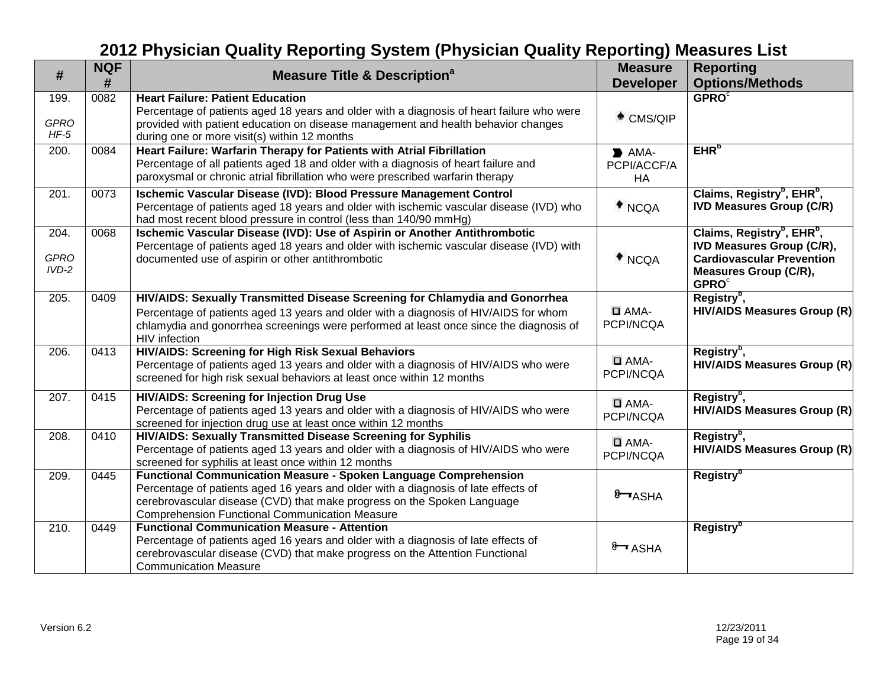# 2012 Physician Quality Reporting System (Physician Quality Reporting) Measures List

| # | NQF # | Measure Title & Description[a] | Measure Developer | Reporting Options/Methods |
|---|---|---|---|---|
| 199. *GPRO HF-5* | 0082 | **Heart Failure: Patient Education** Percentage of patients aged 18 years and older with a diagnosis of heart failure who were provided with patient education on disease management and health behavior changes during one or more visit(s) within 12 months | CMS/QIP | **GPRO[c]** |
| 200. | 0084 | **Heart Failure: Warfarin Therapy for Patients with Atrial Fibrillation** Percentage of all patients aged 18 and older with a diagnosis of heart failure and paroxysmal or chronic atrial fibrillation who were prescribed warfarin therapy | AMA-PCPI/ACCF/AHA | **EHR[b]** |
| 201. | 0073 | **Ischemic Vascular Disease (IVD): Blood Pressure Management Control** Percentage of patients aged 18 years and older with ischemic vascular disease (IVD) who had most recent blood pressure in control (less than 140/90 mmHg) | NCQA | **Claims, Registry[b], EHR[b], IVD Measures Group (C/R)** |
| 204. *GPRO IVD-2* | 0068 | **Ischemic Vascular Disease (IVD): Use of Aspirin or Another Antithrombotic** Percentage of patients aged 18 years and older with ischemic vascular disease (IVD) with documented use of aspirin or other antithrombotic | NCQA | **Claims, Registry[b], EHR[b], IVD Measures Group (C/R), Cardiovascular Prevention Measures Group (C/R), GPRO[c]** |
| 205. | 0409 | **HIV/AIDS: Sexually Transmitted Disease Screening for Chlamydia and Gonorrhea** Percentage of patients aged 13 years and older with a diagnosis of HIV/AIDS for whom chlamydia and gonorrhea screenings were performed at least once since the diagnosis of HIV infection | AMA-PCPI/NCQA | **Registry[b], HIV/AIDS Measures Group (R)** |
| 206. | 0413 | **HIV/AIDS: Screening for High Risk Sexual Behaviors** Percentage of patients aged 13 years and older with a diagnosis of HIV/AIDS who were screened for high risk sexual behaviors at least once within 12 months | AMA-PCPI/NCQA | **Registry[b], HIV/AIDS Measures Group (R)** |
| 207. | 0415 | **HIV/AIDS: Screening for Injection Drug Use** Percentage of patients aged 13 years and older with a diagnosis of HIV/AIDS who were screened for injection drug use at least once within 12 months | AMA-PCPI/NCQA | **Registry[b], HIV/AIDS Measures Group (R)** |
| 208. | 0410 | **HIV/AIDS: Sexually Transmitted Disease Screening for Syphilis** Percentage of patients aged 13 years and older with a diagnosis of HIV/AIDS who were screened for syphilis at least once within 12 months | AMA-PCPI/NCQA | **Registry[b], HIV/AIDS Measures Group (R)** |
| 209. | 0445 | **Functional Communication Measure - Spoken Language Comprehension** Percentage of patients aged 16 years and older with a diagnosis of late effects of cerebrovascular disease (CVD) that make progress on the Spoken Language Comprehension Functional Communication Measure | ASHA | **Registry[b]** |
| 210. | 0449 | **Functional Communication Measure - Attention** Percentage of patients aged 16 years and older with a diagnosis of late effects of cerebrovascular disease (CVD) that make progress on the Attention Functional Communication Measure | ASHA | **Registry[b]** |

Version 6.2 12/23/2011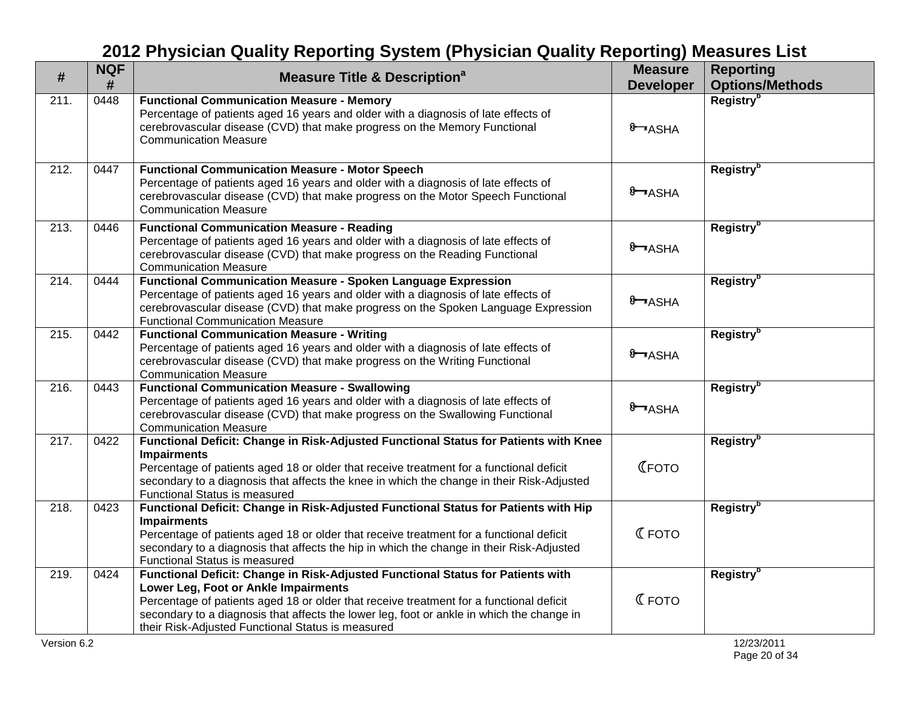# 2012 Physician Quality Reporting System (Physician Quality Reporting) Measures List

| # | NQF # | Measure Title & Description[a] | Measure Developer | Reporting Options/Methods |
|---|---|---|---|---|
| 211. | 0448 | **Functional Communication Measure - Memory** Percentage of patients aged 16 years and older with a diagnosis of late effects of cerebrovascular disease (CVD) that make progress on the Memory Functional Communication Measure | ASHA | Registry[b] |
| 212. | 0447 | **Functional Communication Measure - Motor Speech** Percentage of patients aged 16 years and older with a diagnosis of late effects of cerebrovascular disease (CVD) that make progress on the Motor Speech Functional Communication Measure | ASHA | Registry[b] |
| 213. | 0446 | **Functional Communication Measure - Reading** Percentage of patients aged 16 years and older with a diagnosis of late effects of cerebrovascular disease (CVD) that make progress on the Reading Functional Communication Measure | ASHA | Registry[b] |
| 214. | 0444 | **Functional Communication Measure - Spoken Language Expression** Percentage of patients aged 16 years and older with a diagnosis of late effects of cerebrovascular disease (CVD) that make progress on the Spoken Language Expression Functional Communication Measure | ASHA | Registry[b] |
| 215. | 0442 | **Functional Communication Measure - Writing** Percentage of patients aged 16 years and older with a diagnosis of late effects of cerebrovascular disease (CVD) that make progress on the Writing Functional Communication Measure | ASHA | Registry[b] |
| 216. | 0443 | **Functional Communication Measure - Swallowing** Percentage of patients aged 16 years and older with a diagnosis of late effects of cerebrovascular disease (CVD) that make progress on the Swallowing Functional Communication Measure | ASHA | Registry[b] |
| 217. | 0422 | **Functional Deficit: Change in Risk-Adjusted Functional Status for Patients with Knee Impairments** Percentage of patients aged 18 or older that receive treatment for a functional deficit secondary to a diagnosis that affects the knee in which the change in their Risk-Adjusted Functional Status is measured | FOTO | Registry[b] |
| 218. | 0423 | **Functional Deficit: Change in Risk-Adjusted Functional Status for Patients with Hip Impairments** Percentage of patients aged 18 or older that receive treatment for a functional deficit secondary to a diagnosis that affects the hip in which the change in their Risk-Adjusted Functional Status is measured | FOTO | Registry[b] |
| 219. | 0424 | **Functional Deficit: Change in Risk-Adjusted Functional Status for Patients with Lower Leg, Foot or Ankle Impairments** Percentage of patients aged 18 or older that receive treatment for a functional deficit secondary to a diagnosis that affects the lower leg, foot or ankle in which the change in their Risk-Adjusted Functional Status is measured | FOTO | Registry[b] |

Version 6.2 12/23/2011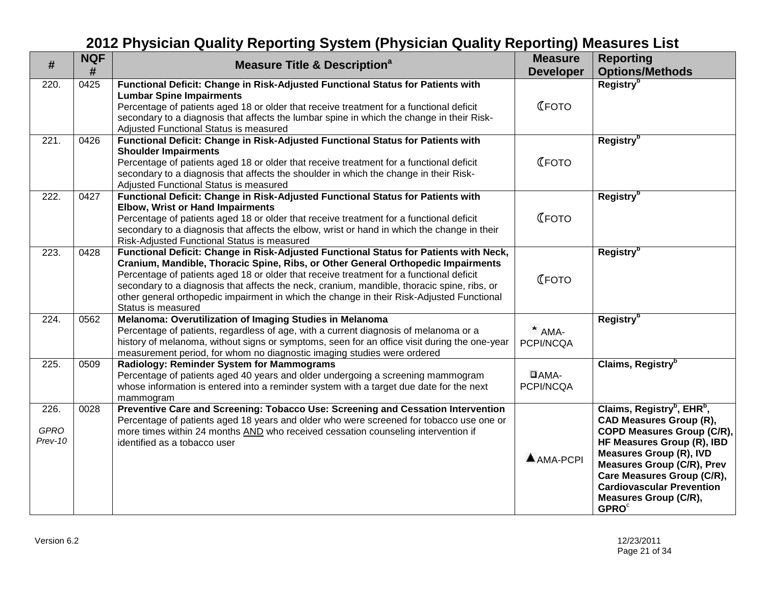# 2012 Physician Quality Reporting System (Physician Quality Reporting) Measures List

| # | NQF # | Measure Title & Description[a] | Measure Developer | Reporting Options/Methods |
|---|---|---|---|---|
| 220. | 0425 | **Functional Deficit: Change in Risk-Adjusted Functional Status for Patients with Lumbar Spine Impairments** Percentage of patients aged 18 or older that receive treatment for a functional deficit secondary to a diagnosis that affects the lumbar spine in which the change in their Risk-Adjusted Functional Status is measured | ☾FOTO | **Registry[b]** |
| 221. | 0426 | **Functional Deficit: Change in Risk-Adjusted Functional Status for Patients with Shoulder Impairments** Percentage of patients aged 18 or older that receive treatment for a functional deficit secondary to a diagnosis that affects the shoulder in which the change in their Risk-Adjusted Functional Status is measured | ☾FOTO | **Registry[b]** |
| 222. | 0427 | **Functional Deficit: Change in Risk-Adjusted Functional Status for Patients with Elbow, Wrist or Hand Impairments** Percentage of patients aged 18 or older that receive treatment for a functional deficit secondary to a diagnosis that affects the elbow, wrist or hand in which the change in their Risk-Adjusted Functional Status is measured | ☾FOTO | **Registry[b]** |
| 223. | 0428 | **Functional Deficit: Change in Risk-Adjusted Functional Status for Patients with Neck, Cranium, Mandible, Thoracic Spine, Ribs, or Other General Orthopedic Impairments** Percentage of patients aged 18 or older that receive treatment for a functional deficit secondary to a diagnosis that affects the neck, cranium, mandible, thoracic spine, ribs, or other general orthopedic impairment in which the change in their Risk-Adjusted Functional Status is measured | ☾FOTO | **Registry[b]** |
| 224. | 0562 | **Melanoma: Overutilization of Imaging Studies in Melanoma** Percentage of patients, regardless of age, with a current diagnosis of melanoma or a history of melanoma, without signs or symptoms, seen for an office visit during the one-year measurement period, for whom no diagnostic imaging studies were ordered | * AMA-PCPI/NCQA | **Registry[b]** |
| 225. | 0509 | **Radiology: Reminder System for Mammograms** Percentage of patients aged 40 years and older undergoing a screening mammogram whose information is entered into a reminder system with a target due date for the next mammogram | ❑AMA-PCPI/NCQA | **Claims, Registry[b]** |
| 226. *GPRO Prev-10* | 0028 | **Preventive Care and Screening: Tobacco Use: Screening and Cessation Intervention** Percentage of patients aged 18 years and older who were screened for tobacco use one or more times within 24 months AND who received cessation counseling intervention if identified as a tobacco user | ▲AMA-PCPI | **Claims, Registry[b], EHR[b], CAD Measures Group (R), COPD Measures Group (C/R), HF Measures Group (R), IBD Measures Group (R), IVD Measures Group (C/R), Prev Care Measures Group (C/R), Cardiovascular Prevention Measures Group (C/R), GPRO[c]** |

Version 6.2 12/23/2011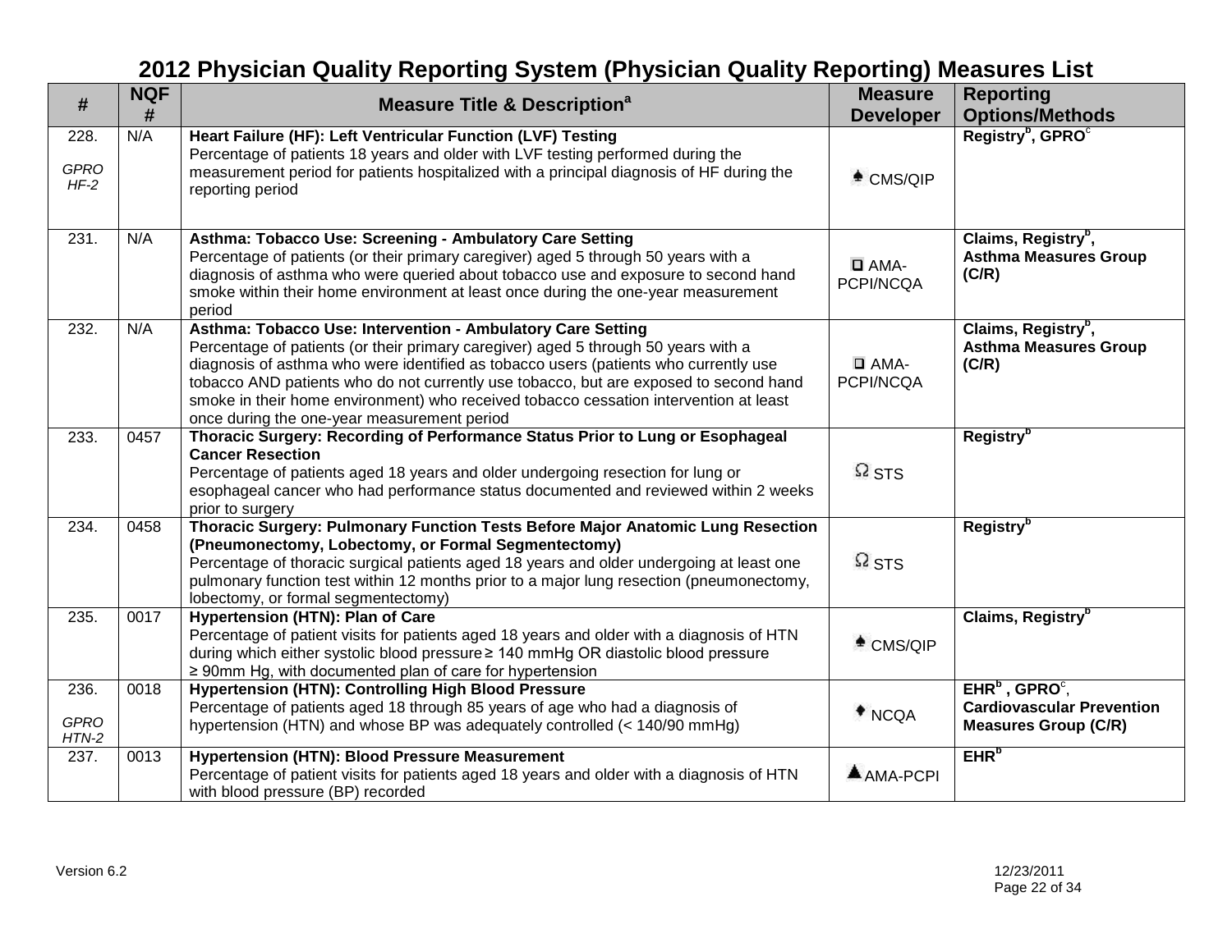# 2012 Physician Quality Reporting System (Physician Quality Reporting) Measures List

| # | NQF # | Measure Title & Description[a] | Measure Developer | Reporting Options/Methods |
|---|---|---|---|---|
| 228. *GPRO HF-2* | N/A | **Heart Failure (HF): Left Ventricular Function (LVF) Testing** Percentage of patients 18 years and older with LVF testing performed during the measurement period for patients hospitalized with a principal diagnosis of HF during the reporting period | ♠ CMS/QIP | **Registry[b], GPRO[c]** |
| 231. | N/A | **Asthma: Tobacco Use: Screening - Ambulatory Care Setting** Percentage of patients (or their primary caregiver) aged 5 through 50 years with a diagnosis of asthma who were queried about tobacco use and exposure to second hand smoke within their home environment at least once during the one-year measurement period | ◘ AMA-PCPI/NCQA | **Claims, Registry[b], Asthma Measures Group (C/R)** |
| 232. | N/A | **Asthma: Tobacco Use: Intervention - Ambulatory Care Setting** Percentage of patients (or their primary caregiver) aged 5 through 50 years with a diagnosis of asthma who were identified as tobacco users (patients who currently use tobacco AND patients who do not currently use tobacco, but are exposed to second hand smoke in their home environment) who received tobacco cessation intervention at least once during the one-year measurement period | ◘ AMA-PCPI/NCQA | **Claims, Registry[b], Asthma Measures Group (C/R)** |
| 233. | 0457 | **Thoracic Surgery: Recording of Performance Status Prior to Lung or Esophageal Cancer Resection** Percentage of patients aged 18 years and older undergoing resection for lung or esophageal cancer who had performance status documented and reviewed within 2 weeks prior to surgery | Ω STS | **Registry[b]** |
| 234. | 0458 | **Thoracic Surgery: Pulmonary Function Tests Before Major Anatomic Lung Resection (Pneumonectomy, Lobectomy, or Formal Segmentectomy)** Percentage of thoracic surgical patients aged 18 years and older undergoing at least one pulmonary function test within 12 months prior to a major lung resection (pneumonectomy, lobectomy, or formal segmentectomy) | Ω STS | **Registry[b]** |
| 235. | 0017 | **Hypertension (HTN): Plan of Care** Percentage of patient visits for patients aged 18 years and older with a diagnosis of HTN during which either systolic blood pressure ≥ 140 mmHg OR diastolic blood pressure ≥ 90mm Hg, with documented plan of care for hypertension | ♠ CMS/QIP | **Claims, Registry[b]** |
| 236. *GPRO HTN-2* | 0018 | **Hypertension (HTN): Controlling High Blood Pressure** Percentage of patients aged 18 through 85 years of age who had a diagnosis of hypertension (HTN) and whose BP was adequately controlled (< 140/90 mmHg) | ♦ NCQA | **EHR[b], GPRO[c], Cardiovascular Prevention Measures Group (C/R)** |
| 237. | 0013 | **Hypertension (HTN): Blood Pressure Measurement** Percentage of patient visits for patients aged 18 years and older with a diagnosis of HTN with blood pressure (BP) recorded | ▲ AMA-PCPI | **EHR[b]** |

Version 6.2 12/23/2011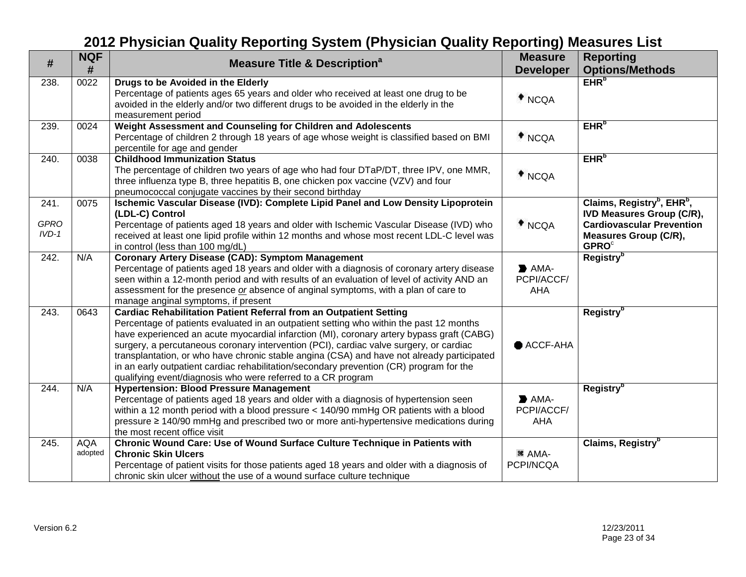# 2012 Physician Quality Reporting System (Physician Quality Reporting) Measures List

| # | NQF # | Measure Title & Description[a] | Measure Developer | Reporting Options/Methods |
|---|---|---|---|---|
| 238. | 0022 | **Drugs to be Avoided in the Elderly**<br>Percentage of patients ages 65 years and older who received at least one drug to be avoided in the elderly and/or two different drugs to be avoided in the elderly in the measurement period | NCQA | **EHR[b]** |
| 239. | 0024 | **Weight Assessment and Counseling for Children and Adolescents**<br>Percentage of children 2 through 18 years of age whose weight is classified based on BMI percentile for age and gender | NCQA | **EHR[b]** |
| 240. | 0038 | **Childhood Immunization Status**<br>The percentage of children two years of age who had four DTaP/DT, three IPV, one MMR, three influenza type B, three hepatitis B, one chicken pox vaccine (VZV) and four pneumococcal conjugate vaccines by their second birthday | NCQA | **EHR[b]** |
| 241.<br>*GPRO IVD-1* | 0075 | **Ischemic Vascular Disease (IVD): Complete Lipid Panel and Low Density Lipoprotein (LDL-C) Control**<br>Percentage of patients aged 18 years and older with Ischemic Vascular Disease (IVD) who received at least one lipid profile within 12 months and whose most recent LDL-C level was in control (less than 100 mg/dL) | NCQA | **Claims, Registry[b], EHR[b], IVD Measures Group (C/R), Cardiovascular Prevention Measures Group (C/R), GPRO[c]** |
| 242. | N/A | **Coronary Artery Disease (CAD): Symptom Management**<br>Percentage of patients aged 18 years and older with a diagnosis of coronary artery disease seen within a 12-month period and with results of an evaluation of level of activity AND an assessment for the presence *or* absence of anginal symptoms, with a plan of care to manage anginal symptoms, if present | AMA-PCPI/ACCF/AHA | **Registry[b]** |
| 243. | 0643 | **Cardiac Rehabilitation Patient Referral from an Outpatient Setting**<br>Percentage of patients evaluated in an outpatient setting who within the past 12 months have experienced an acute myocardial infarction (MI), coronary artery bypass graft (CABG) surgery, a percutaneous coronary intervention (PCI), cardiac valve surgery, or cardiac transplantation, or who have chronic stable angina (CSA) and have not already participated in an early outpatient cardiac rehabilitation/secondary prevention (CR) program for the qualifying event/diagnosis who were referred to a CR program | ACCF-AHA | **Registry[b]** |
| 244. | N/A | **Hypertension: Blood Pressure Management**<br>Percentage of patients aged 18 years and older with a diagnosis of hypertension seen within a 12 month period with a blood pressure < 140/90 mmHg OR patients with a blood pressure ≥ 140/90 mmHg and prescribed two or more anti-hypertensive medications during the most recent office visit | AMA-PCPI/ACCF/AHA | **Registry[b]** |
| 245. | AQA adopted | **Chronic Wound Care: Use of Wound Surface Culture Technique in Patients with Chronic Skin Ulcers**<br>Percentage of patient visits for those patients aged 18 years and older with a diagnosis of chronic skin ulcer without the use of a wound surface culture technique | AMA-PCPI/NCQA | **Claims, Registry[b]** |

Version 6.2 12/23/2011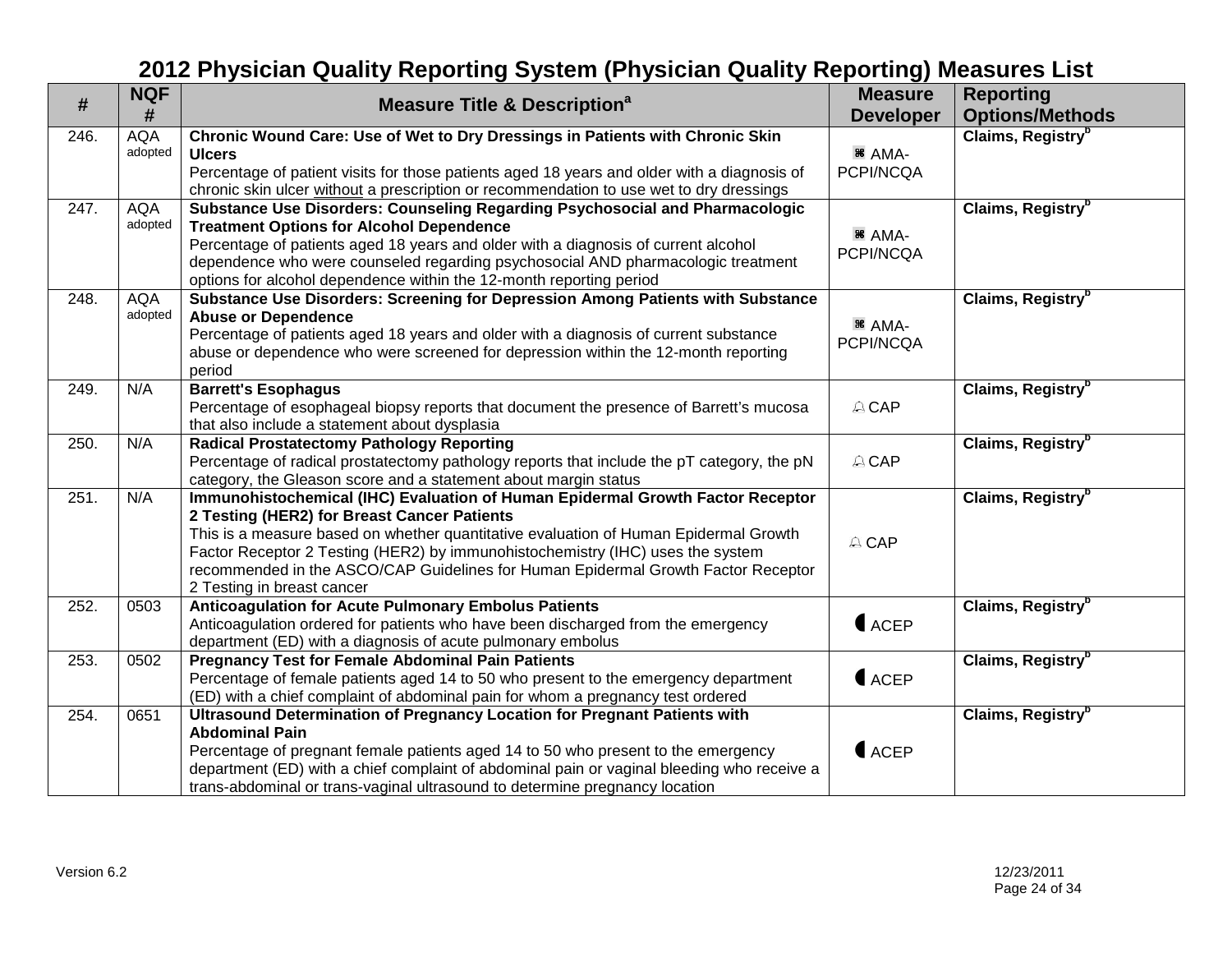# 2012 Physician Quality Reporting System (Physician Quality Reporting) Measures List

| # | NQF # | Measure Title & Description[a] | Measure Developer | Reporting Options/Methods |
|---|---|---|---|---|
| 246. | AQA adopted | **Chronic Wound Care: Use of Wet to Dry Dressings in Patients with Chronic Skin Ulcers**<br>Percentage of patient visits for those patients aged 18 years and older with a diagnosis of chronic skin ulcer without a prescription or recommendation to use wet to dry dressings | ⌘ AMA-PCPI/NCQA | **Claims, Registry[b]** |
| 247. | AQA adopted | **Substance Use Disorders: Counseling Regarding Psychosocial and Pharmacologic Treatment Options for Alcohol Dependence**<br>Percentage of patients aged 18 years and older with a diagnosis of current alcohol dependence who were counseled regarding psychosocial AND pharmacologic treatment options for alcohol dependence within the 12-month reporting period | ⌘ AMA-PCPI/NCQA | **Claims, Registry[b]** |
| 248. | AQA adopted | **Substance Use Disorders: Screening for Depression Among Patients with Substance Abuse or Dependence**<br>Percentage of patients aged 18 years and older with a diagnosis of current substance abuse or dependence who were screened for depression within the 12-month reporting period | ⌘ AMA-PCPI/NCQA | **Claims, Registry[b]** |
| 249. | N/A | **Barrett's Esophagus**<br>Percentage of esophageal biopsy reports that document the presence of Barrett's mucosa that also include a statement about dysplasia | CAP | **Claims, Registry[b]** |
| 250. | N/A | **Radical Prostatectomy Pathology Reporting**<br>Percentage of radical prostatectomy pathology reports that include the pT category, the pN category, the Gleason score and a statement about margin status | CAP | **Claims, Registry[b]** |
| 251. | N/A | **Immunohistochemical (IHC) Evaluation of Human Epidermal Growth Factor Receptor 2 Testing (HER2) for Breast Cancer Patients**<br>This is a measure based on whether quantitative evaluation of Human Epidermal Growth Factor Receptor 2 Testing (HER2) by immunohistochemistry (IHC) uses the system recommended in the ASCO/CAP Guidelines for Human Epidermal Growth Factor Receptor 2 Testing in breast cancer | CAP | **Claims, Registry[b]** |
| 252. | 0503 | **Anticoagulation for Acute Pulmonary Embolus Patients**<br>Anticoagulation ordered for patients who have been discharged from the emergency department (ED) with a diagnosis of acute pulmonary embolus | ACEP | **Claims, Registry[b]** |
| 253. | 0502 | **Pregnancy Test for Female Abdominal Pain Patients**<br>Percentage of female patients aged 14 to 50 who present to the emergency department (ED) with a chief complaint of abdominal pain for whom a pregnancy test ordered | ACEP | **Claims, Registry[b]** |
| 254. | 0651 | **Ultrasound Determination of Pregnancy Location for Pregnant Patients with Abdominal Pain**<br>Percentage of pregnant female patients aged 14 to 50 who present to the emergency department (ED) with a chief complaint of abdominal pain or vaginal bleeding who receive a trans-abdominal or trans-vaginal ultrasound to determine pregnancy location | ACEP | **Claims, Registry[b]** |

Version 6.2 12/23/2011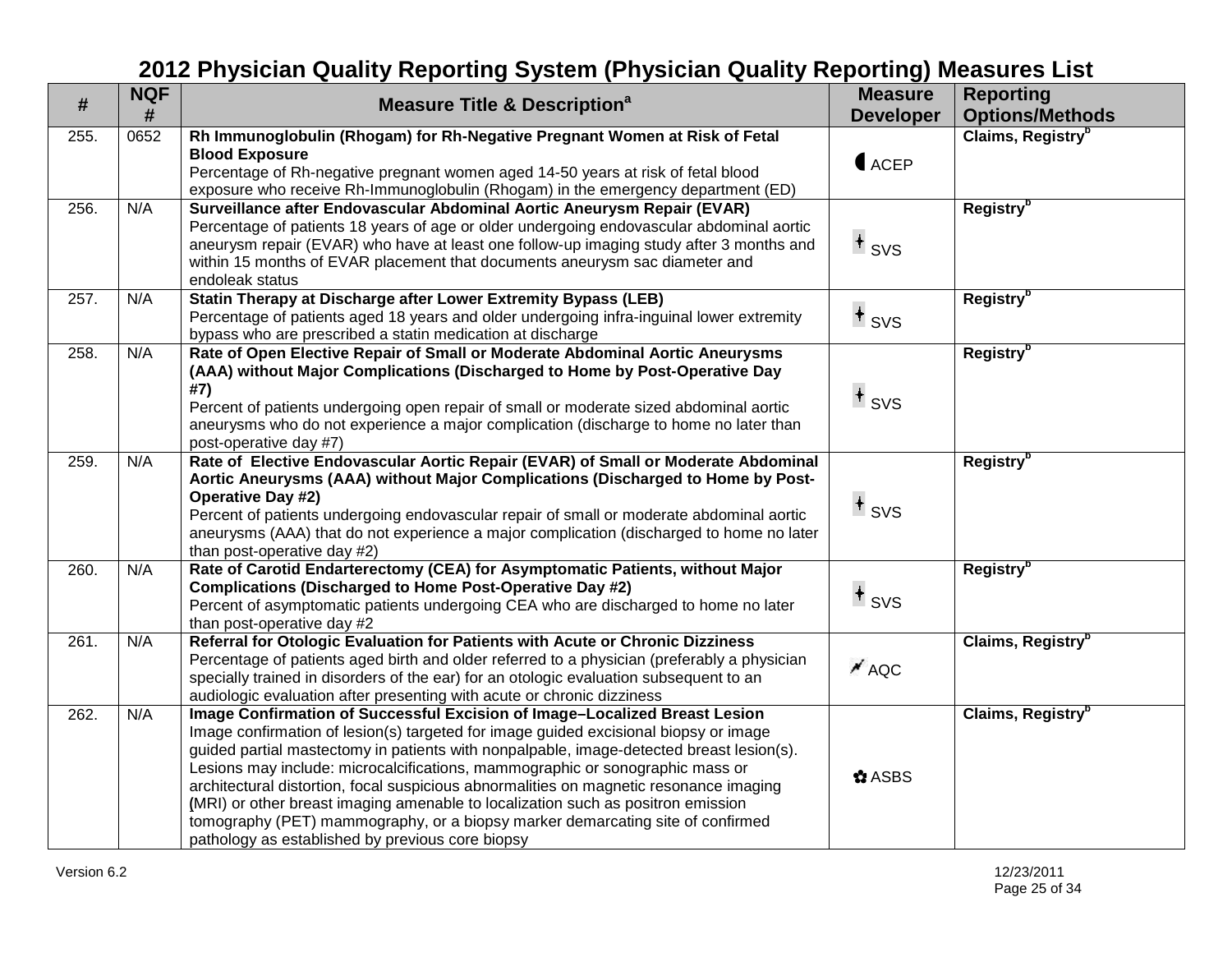# 2012 Physician Quality Reporting System (Physician Quality Reporting) Measures List

| # | NQF # | Measure Title & Description[a] | Measure Developer | Reporting Options/Methods |
|---|---|---|---|---|
| 255. | 0652 | **Rh Immunoglobulin (Rhogam) for Rh-Negative Pregnant Women at Risk of Fetal Blood Exposure** Percentage of Rh-negative pregnant women aged 14-50 years at risk of fetal blood exposure who receive Rh-Immunoglobulin (Rhogam) in the emergency department (ED) | ACEP | **Claims, Registry[b]** |
| 256. | N/A | **Surveillance after Endovascular Abdominal Aortic Aneurysm Repair (EVAR)** Percentage of patients 18 years of age or older undergoing endovascular abdominal aortic aneurysm repair (EVAR) who have at least one follow-up imaging study after 3 months and within 15 months of EVAR placement that documents aneurysm sac diameter and endoleak status | SVS | **Registry[b]** |
| 257. | N/A | **Statin Therapy at Discharge after Lower Extremity Bypass (LEB)** Percentage of patients aged 18 years and older undergoing infra-inguinal lower extremity bypass who are prescribed a statin medication at discharge | SVS | **Registry[b]** |
| 258. | N/A | **Rate of Open Elective Repair of Small or Moderate Abdominal Aortic Aneurysms (AAA) without Major Complications (Discharged to Home by Post-Operative Day #7)** Percent of patients undergoing open repair of small or moderate sized abdominal aortic aneurysms who do not experience a major complication (discharge to home no later than post-operative day #7) | SVS | **Registry[b]** |
| 259. | N/A | **Rate of Elective Endovascular Aortic Repair (EVAR) of Small or Moderate Abdominal Aortic Aneurysms (AAA) without Major Complications (Discharged to Home by Post-Operative Day #2)** Percent of patients undergoing endovascular repair of small or moderate abdominal aortic aneurysms (AAA) that do not experience a major complication (discharged to home no later than post-operative day #2) | SVS | **Registry[b]** |
| 260. | N/A | **Rate of Carotid Endarterectomy (CEA) for Asymptomatic Patients, without Major Complications (Discharged to Home Post-Operative Day #2)** Percent of asymptomatic patients undergoing CEA who are discharged to home no later than post-operative day #2 | SVS | **Registry[b]** |
| 261. | N/A | **Referral for Otologic Evaluation for Patients with Acute or Chronic Dizziness** Percentage of patients aged birth and older referred to a physician (preferably a physician specially trained in disorders of the ear) for an otologic evaluation subsequent to an audiologic evaluation after presenting with acute or chronic dizziness | AQC | **Claims, Registry[b]** |
| 262. | N/A | **Image Confirmation of Successful Excision of Image–Localized Breast Lesion** Image confirmation of lesion(s) targeted for image guided excisional biopsy or image guided partial mastectomy in patients with nonpalpable, image-detected breast lesion(s). Lesions may include: microcalcifications, mammographic or sonographic mass or architectural distortion, focal suspicious abnormalities on magnetic resonance imaging (MRI) or other breast imaging amenable to localization such as positron emission tomography (PET) mammography, or a biopsy marker demarcating site of confirmed pathology as established by previous core biopsy | ASBS | **Claims, Registry[b]** |

Version 6.2 12/23/2011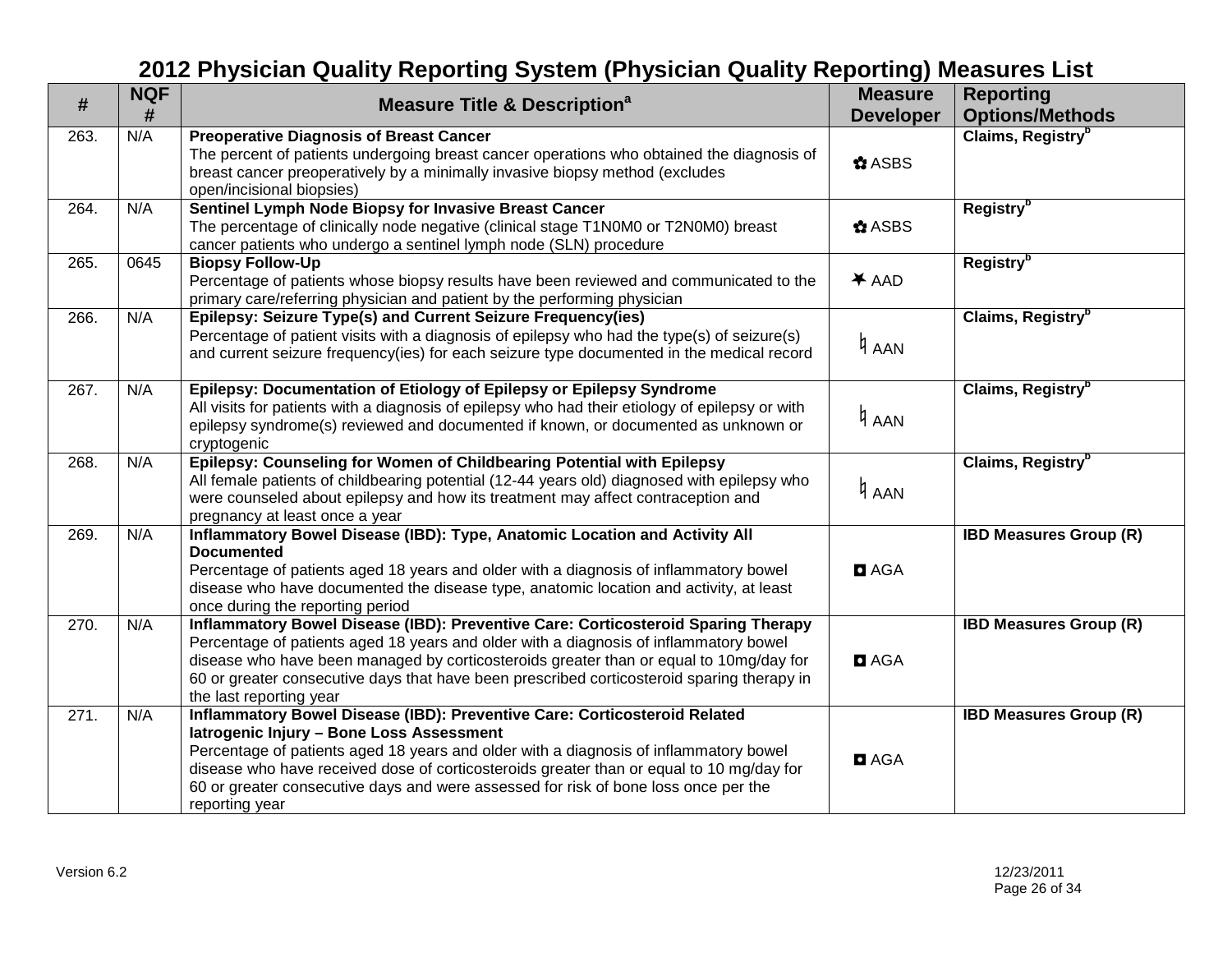# 2012 Physician Quality Reporting System (Physician Quality Reporting) Measures List

| # | NQF # | Measure Title & Description[a] | Measure Developer | Reporting Options/Methods |
|---|---|---|---|---|
| 263. | N/A | **Preoperative Diagnosis of Breast Cancer** The percent of patients undergoing breast cancer operations who obtained the diagnosis of breast cancer preoperatively by a minimally invasive biopsy method (excludes open/incisional biopsies) | ✿ ASBS | **Claims, Registry[b]** |
| 264. | N/A | **Sentinel Lymph Node Biopsy for Invasive Breast Cancer** The percentage of clinically node negative (clinical stage T1N0M0 or T2N0M0) breast cancer patients who undergo a sentinel lymph node (SLN) procedure | ✿ ASBS | **Registry[b]** |
| 265. | 0645 | **Biopsy Follow-Up** Percentage of patients whose biopsy results have been reviewed and communicated to the primary care/referring physician and patient by the performing physician | ✶ AAD | **Registry[b]** |
| 266. | N/A | **Epilepsy: Seizure Type(s) and Current Seizure Frequency(ies)** Percentage of patient visits with a diagnosis of epilepsy who had the type(s) of seizure(s) and current seizure frequency(ies) for each seizure type documented in the medical record | ♮ AAN | **Claims, Registry[b]** |
| 267. | N/A | **Epilepsy: Documentation of Etiology of Epilepsy or Epilepsy Syndrome** All visits for patients with a diagnosis of epilepsy who had their etiology of epilepsy or with epilepsy syndrome(s) reviewed and documented if known, or documented as unknown or cryptogenic | ♮ AAN | **Claims, Registry[b]** |
| 268. | N/A | **Epilepsy: Counseling for Women of Childbearing Potential with Epilepsy** All female patients of childbearing potential (12-44 years old) diagnosed with epilepsy who were counseled about epilepsy and how its treatment may affect contraception and pregnancy at least once a year | ♮ AAN | **Claims, Registry[b]** |
| 269. | N/A | **Inflammatory Bowel Disease (IBD): Type, Anatomic Location and Activity All Documented** Percentage of patients aged 18 years and older with a diagnosis of inflammatory bowel disease who have documented the disease type, anatomic location and activity, at least once during the reporting period | ◘ AGA | **IBD Measures Group (R)** |
| 270. | N/A | **Inflammatory Bowel Disease (IBD): Preventive Care: Corticosteroid Sparing Therapy** Percentage of patients aged 18 years and older with a diagnosis of inflammatory bowel disease who have been managed by corticosteroids greater than or equal to 10mg/day for 60 or greater consecutive days that have been prescribed corticosteroid sparing therapy in the last reporting year | ◘ AGA | **IBD Measures Group (R)** |
| 271. | N/A | **Inflammatory Bowel Disease (IBD): Preventive Care: Corticosteroid Related Iatrogenic Injury – Bone Loss Assessment** Percentage of patients aged 18 years and older with a diagnosis of inflammatory bowel disease who have received dose of corticosteroids greater than or equal to 10 mg/day for 60 or greater consecutive days and were assessed for risk of bone loss once per the reporting year | ◘ AGA | **IBD Measures Group (R)** |

Version 6.2 12/23/2011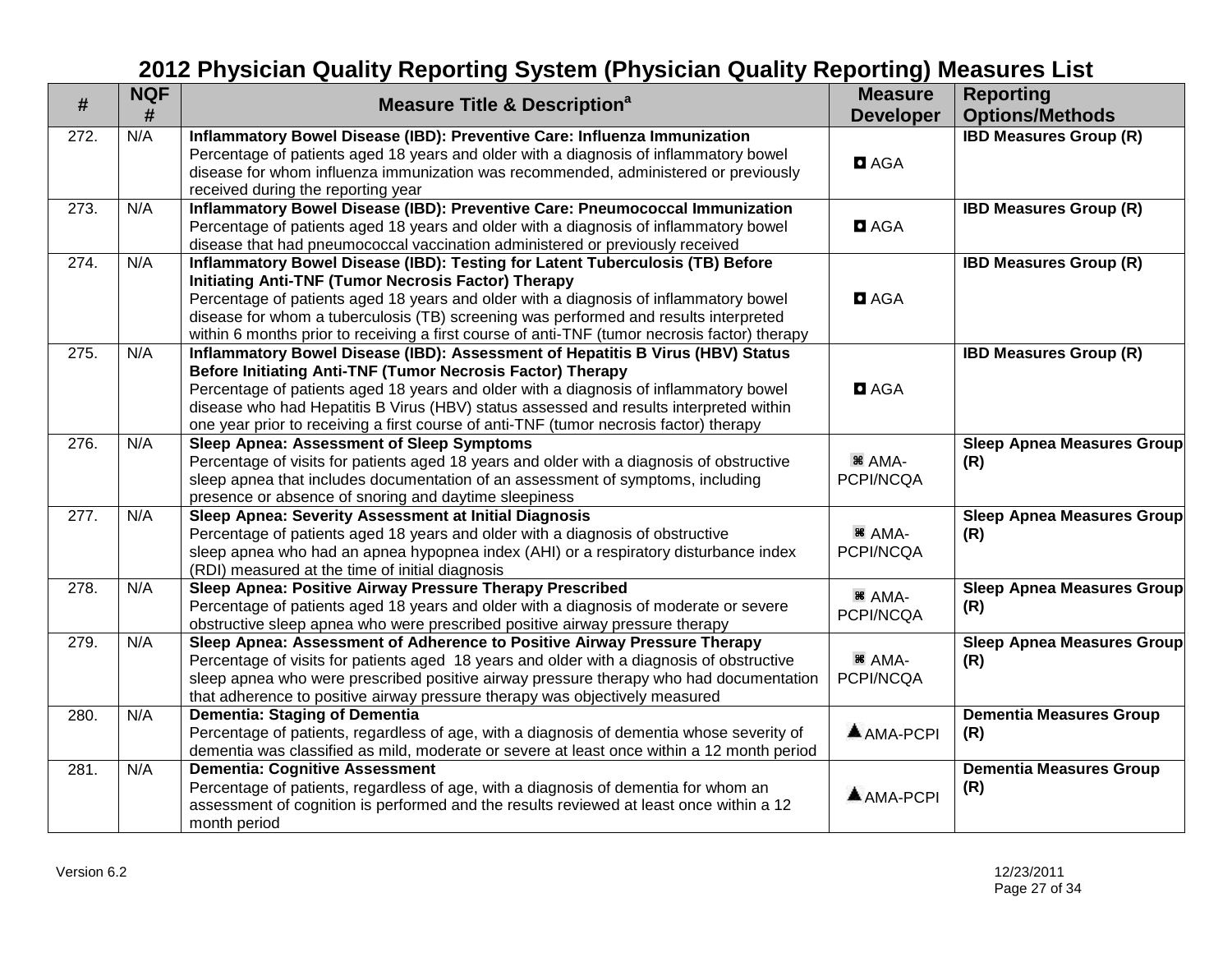# 2012 Physician Quality Reporting System (Physician Quality Reporting) Measures List

| # | NQF # | Measure Title & Description[a] | Measure Developer | Reporting Options/Methods |
|---|---|---|---|---|
| 272. | N/A | **Inflammatory Bowel Disease (IBD): Preventive Care: Influenza Immunization** Percentage of patients aged 18 years and older with a diagnosis of inflammatory bowel disease for whom influenza immunization was recommended, administered or previously received during the reporting year | ◘ AGA | **IBD Measures Group (R)** |
| 273. | N/A | **Inflammatory Bowel Disease (IBD): Preventive Care: Pneumococcal Immunization** Percentage of patients aged 18 years and older with a diagnosis of inflammatory bowel disease that had pneumococcal vaccination administered or previously received | ◘ AGA | **IBD Measures Group (R)** |
| 274. | N/A | **Inflammatory Bowel Disease (IBD): Testing for Latent Tuberculosis (TB) Before Initiating Anti-TNF (Tumor Necrosis Factor) Therapy** Percentage of patients aged 18 years and older with a diagnosis of inflammatory bowel disease for whom a tuberculosis (TB) screening was performed and results interpreted within 6 months prior to receiving a first course of anti-TNF (tumor necrosis factor) therapy | ◘ AGA | **IBD Measures Group (R)** |
| 275. | N/A | **Inflammatory Bowel Disease (IBD): Assessment of Hepatitis B Virus (HBV) Status Before Initiating Anti-TNF (Tumor Necrosis Factor) Therapy** Percentage of patients aged 18 years and older with a diagnosis of inflammatory bowel disease who had Hepatitis B Virus (HBV) status assessed and results interpreted within one year prior to receiving a first course of anti-TNF (tumor necrosis factor) therapy | ◘ AGA | **IBD Measures Group (R)** |
| 276. | N/A | **Sleep Apnea: Assessment of Sleep Symptoms** Percentage of visits for patients aged 18 years and older with a diagnosis of obstructive sleep apnea that includes documentation of an assessment of symptoms, including presence or absence of snoring and daytime sleepiness | ⌘ AMA-PCPI/NCQA | **Sleep Apnea Measures Group (R)** |
| 277. | N/A | **Sleep Apnea: Severity Assessment at Initial Diagnosis** Percentage of patients aged 18 years and older with a diagnosis of obstructive sleep apnea who had an apnea hypopnea index (AHI) or a respiratory disturbance index (RDI) measured at the time of initial diagnosis | ⌘ AMA-PCPI/NCQA | **Sleep Apnea Measures Group (R)** |
| 278. | N/A | **Sleep Apnea: Positive Airway Pressure Therapy Prescribed** Percentage of patients aged 18 years and older with a diagnosis of moderate or severe obstructive sleep apnea who were prescribed positive airway pressure therapy | ⌘ AMA-PCPI/NCQA | **Sleep Apnea Measures Group (R)** |
| 279. | N/A | **Sleep Apnea: Assessment of Adherence to Positive Airway Pressure Therapy** Percentage of visits for patients aged 18 years and older with a diagnosis of obstructive sleep apnea who were prescribed positive airway pressure therapy who had documentation that adherence to positive airway pressure therapy was objectively measured | ⌘ AMA-PCPI/NCQA | **Sleep Apnea Measures Group (R)** |
| 280. | N/A | **Dementia: Staging of Dementia** Percentage of patients, regardless of age, with a diagnosis of dementia whose severity of dementia was classified as mild, moderate or severe at least once within a 12 month period | ▲ AMA-PCPI | **Dementia Measures Group (R)** |
| 281. | N/A | **Dementia: Cognitive Assessment** Percentage of patients, regardless of age, with a diagnosis of dementia for whom an assessment of cognition is performed and the results reviewed at least once within a 12 month period | ▲ AMA-PCPI | **Dementia Measures Group (R)** |

Version 6.2 12/23/2011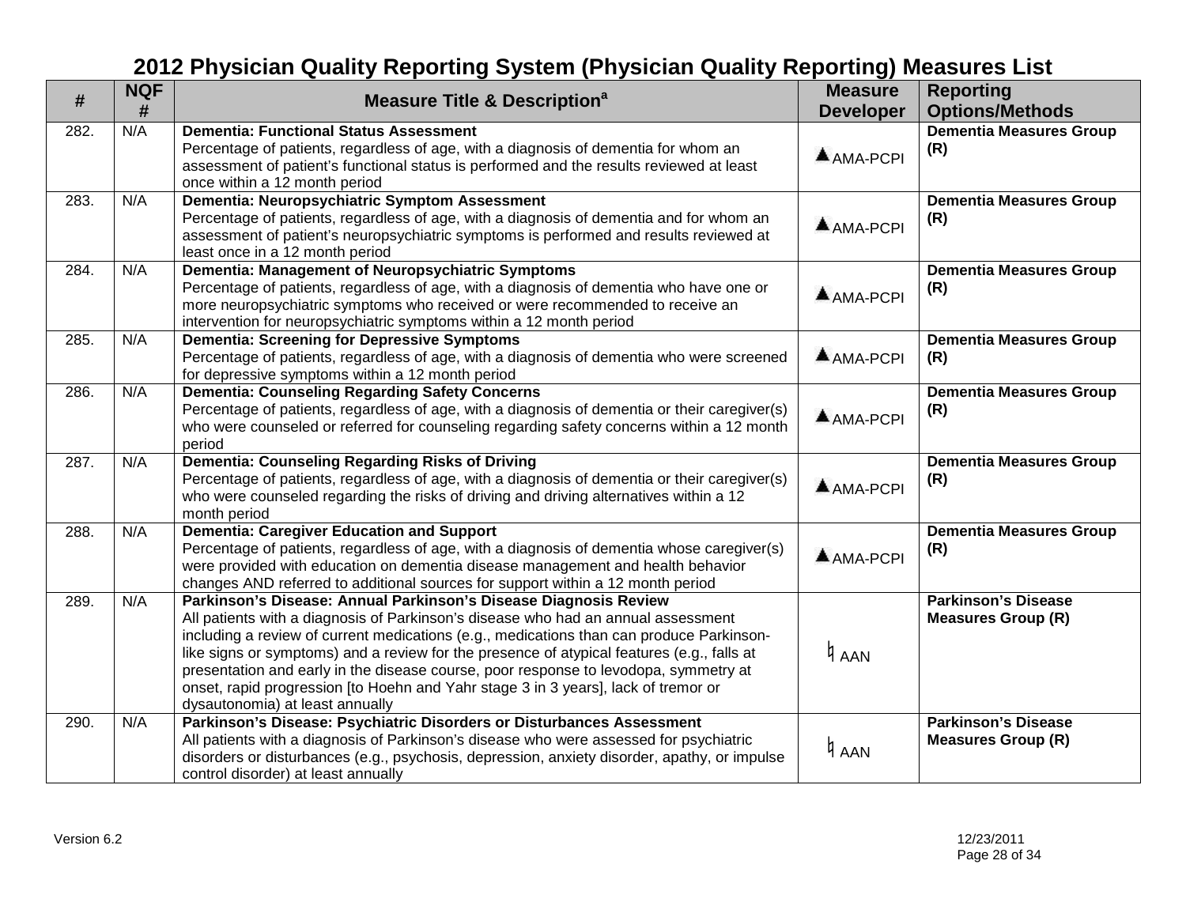# 2012 Physician Quality Reporting System (Physician Quality Reporting) Measures List

| # | NQF # | Measure Title & Description[a] | Measure Developer | Reporting Options/Methods |
|---|---|---|---|---|
| 282. | N/A | **Dementia: Functional Status Assessment** Percentage of patients, regardless of age, with a diagnosis of dementia for whom an assessment of patient's functional status is performed and the results reviewed at least once within a 12 month period | ▲AMA-PCPI | **Dementia Measures Group (R)** |
| 283. | N/A | **Dementia: Neuropsychiatric Symptom Assessment** Percentage of patients, regardless of age, with a diagnosis of dementia and for whom an assessment of patient's neuropsychiatric symptoms is performed and results reviewed at least once in a 12 month period | ▲AMA-PCPI | **Dementia Measures Group (R)** |
| 284. | N/A | **Dementia: Management of Neuropsychiatric Symptoms** Percentage of patients, regardless of age, with a diagnosis of dementia who have one or more neuropsychiatric symptoms who received or were recommended to receive an intervention for neuropsychiatric symptoms within a 12 month period | ▲AMA-PCPI | **Dementia Measures Group (R)** |
| 285. | N/A | **Dementia: Screening for Depressive Symptoms** Percentage of patients, regardless of age, with a diagnosis of dementia who were screened for depressive symptoms within a 12 month period | ▲AMA-PCPI | **Dementia Measures Group (R)** |
| 286. | N/A | **Dementia: Counseling Regarding Safety Concerns** Percentage of patients, regardless of age, with a diagnosis of dementia or their caregiver(s) who were counseled or referred for counseling regarding safety concerns within a 12 month period | ▲AMA-PCPI | **Dementia Measures Group (R)** |
| 287. | N/A | **Dementia: Counseling Regarding Risks of Driving** Percentage of patients, regardless of age, with a diagnosis of dementia or their caregiver(s) who were counseled regarding the risks of driving and driving alternatives within a 12 month period | ▲AMA-PCPI | **Dementia Measures Group (R)** |
| 288. | N/A | **Dementia: Caregiver Education and Support** Percentage of patients, regardless of age, with a diagnosis of dementia whose caregiver(s) were provided with education on dementia disease management and health behavior changes AND referred to additional sources for support within a 12 month period | ▲AMA-PCPI | **Dementia Measures Group (R)** |
| 289. | N/A | **Parkinson's Disease: Annual Parkinson's Disease Diagnosis Review** All patients with a diagnosis of Parkinson's disease who had an annual assessment including a review of current medications (e.g., medications than can produce Parkinson-like signs or symptoms) and a review for the presence of atypical features (e.g., falls at presentation and early in the disease course, poor response to levodopa, symmetry at onset, rapid progression [to Hoehn and Yahr stage 3 in 3 years], lack of tremor or dysautonomia) at least annually | ♮ AAN | **Parkinson's Disease Measures Group (R)** |
| 290. | N/A | **Parkinson's Disease: Psychiatric Disorders or Disturbances Assessment** All patients with a diagnosis of Parkinson's disease who were assessed for psychiatric disorders or disturbances (e.g., psychosis, depression, anxiety disorder, apathy, or impulse control disorder) at least annually | ♮ AAN | **Parkinson's Disease Measures Group (R)** |

Version 6.2 12/23/2011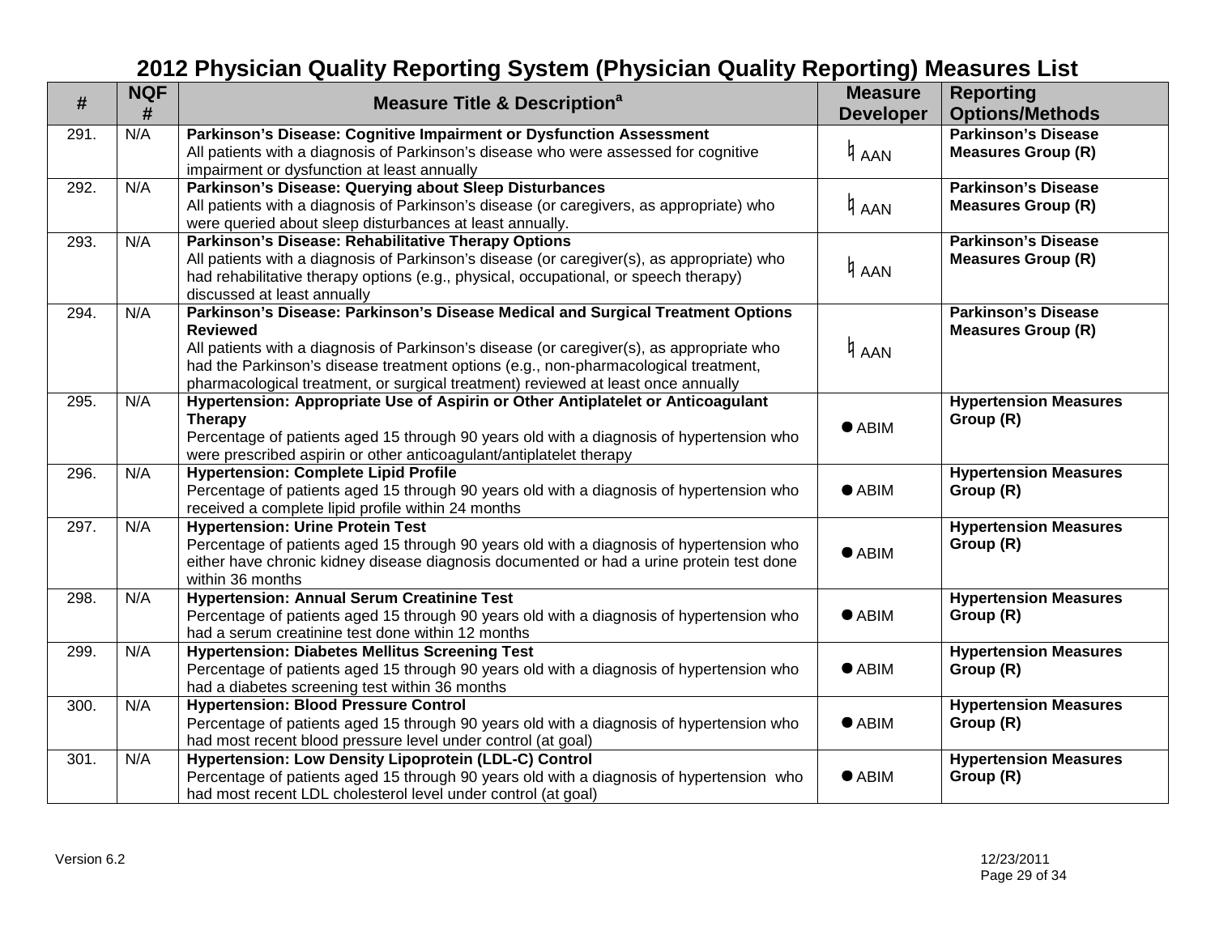# 2012 Physician Quality Reporting System (Physician Quality Reporting) Measures List

| # | NQF # | Measure Title & Description[a] | Measure Developer | Reporting Options/Methods |
|---|---|---|---|---|
| 291. | N/A | **Parkinson's Disease: Cognitive Impairment or Dysfunction Assessment** All patients with a diagnosis of Parkinson's disease who were assessed for cognitive impairment or dysfunction at least annually | ♮ AAN | **Parkinson's Disease Measures Group (R)** |
| 292. | N/A | **Parkinson's Disease: Querying about Sleep Disturbances** All patients with a diagnosis of Parkinson's disease (or caregivers, as appropriate) who were queried about sleep disturbances at least annually. | ♮ AAN | **Parkinson's Disease Measures Group (R)** |
| 293. | N/A | **Parkinson's Disease: Rehabilitative Therapy Options** All patients with a diagnosis of Parkinson's disease (or caregiver(s), as appropriate) who had rehabilitative therapy options (e.g., physical, occupational, or speech therapy) discussed at least annually | ♮ AAN | **Parkinson's Disease Measures Group (R)** |
| 294. | N/A | **Parkinson's Disease: Parkinson's Disease Medical and Surgical Treatment Options Reviewed** All patients with a diagnosis of Parkinson's disease (or caregiver(s), as appropriate who had the Parkinson's disease treatment options (e.g., non-pharmacological treatment, pharmacological treatment, or surgical treatment) reviewed at least once annually | ♮ AAN | **Parkinson's Disease Measures Group (R)** |
| 295. | N/A | **Hypertension: Appropriate Use of Aspirin or Other Antiplatelet or Anticoagulant Therapy** Percentage of patients aged 15 through 90 years old with a diagnosis of hypertension who were prescribed aspirin or other anticoagulant/antiplatelet therapy | ● ABIM | **Hypertension Measures Group (R)** |
| 296. | N/A | **Hypertension: Complete Lipid Profile** Percentage of patients aged 15 through 90 years old with a diagnosis of hypertension who received a complete lipid profile within 24 months | ● ABIM | **Hypertension Measures Group (R)** |
| 297. | N/A | **Hypertension: Urine Protein Test** Percentage of patients aged 15 through 90 years old with a diagnosis of hypertension who either have chronic kidney disease diagnosis documented or had a urine protein test done within 36 months | ● ABIM | **Hypertension Measures Group (R)** |
| 298. | N/A | **Hypertension: Annual Serum Creatinine Test** Percentage of patients aged 15 through 90 years old with a diagnosis of hypertension who had a serum creatinine test done within 12 months | ● ABIM | **Hypertension Measures Group (R)** |
| 299. | N/A | **Hypertension: Diabetes Mellitus Screening Test** Percentage of patients aged 15 through 90 years old with a diagnosis of hypertension who had a diabetes screening test within 36 months | ● ABIM | **Hypertension Measures Group (R)** |
| 300. | N/A | **Hypertension: Blood Pressure Control** Percentage of patients aged 15 through 90 years old with a diagnosis of hypertension who had most recent blood pressure level under control (at goal) | ● ABIM | **Hypertension Measures Group (R)** |
| 301. | N/A | **Hypertension: Low Density Lipoprotein (LDL-C) Control** Percentage of patients aged 15 through 90 years old with a diagnosis of hypertension who had most recent LDL cholesterol level under control (at goal) | ● ABIM | **Hypertension Measures Group (R)** |

Version 6.2

12/23/2011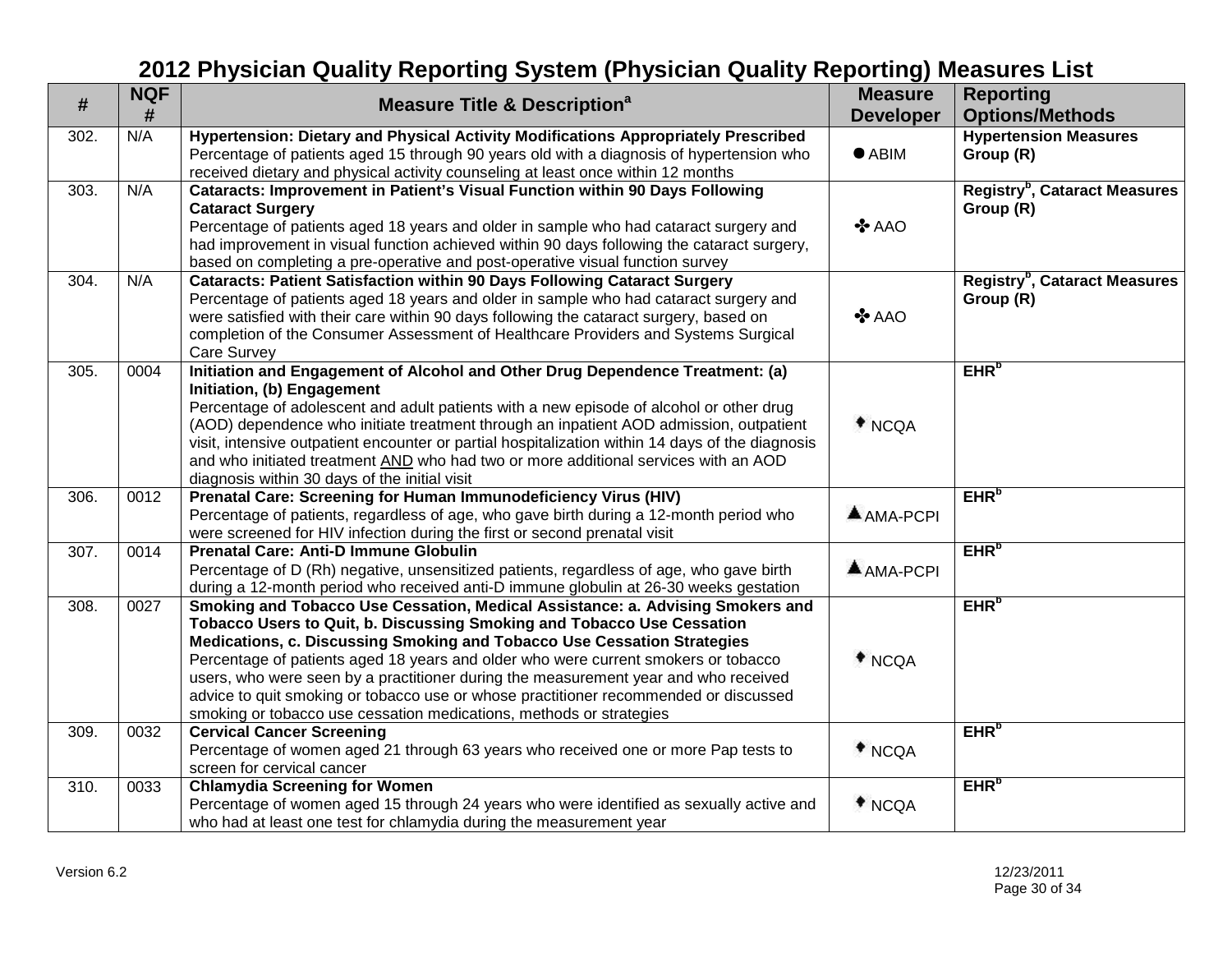# 2012 Physician Quality Reporting System (Physician Quality Reporting) Measures List

| # | NQF # | Measure Title & Description[a] | Measure Developer | Reporting Options/Methods |
|---|---|---|---|---|
| 302. | N/A | **Hypertension: Dietary and Physical Activity Modifications Appropriately Prescribed** Percentage of patients aged 15 through 90 years old with a diagnosis of hypertension who received dietary and physical activity counseling at least once within 12 months | ● ABIM | **Hypertension Measures Group (R)** |
| 303. | N/A | **Cataracts: Improvement in Patient's Visual Function within 90 Days Following Cataract Surgery** Percentage of patients aged 18 years and older in sample who had cataract surgery and had improvement in visual function achieved within 90 days following the cataract surgery, based on completing a pre-operative and post-operative visual function survey | ✤ AAO | **Registry[b], Cataract Measures Group (R)** |
| 304. | N/A | **Cataracts: Patient Satisfaction within 90 Days Following Cataract Surgery** Percentage of patients aged 18 years and older in sample who had cataract surgery and were satisfied with their care within 90 days following the cataract surgery, based on completion of the Consumer Assessment of Healthcare Providers and Systems Surgical Care Survey | ✤ AAO | **Registry[b], Cataract Measures Group (R)** |
| 305. | 0004 | **Initiation and Engagement of Alcohol and Other Drug Dependence Treatment: (a) Initiation, (b) Engagement** Percentage of adolescent and adult patients with a new episode of alcohol or other drug (AOD) dependence who initiate treatment through an inpatient AOD admission, outpatient visit, intensive outpatient encounter or partial hospitalization within 14 days of the diagnosis and who initiated treatment AND who had two or more additional services with an AOD diagnosis within 30 days of the initial visit | ♦ NCQA | **EHR[b]** |
| 306. | 0012 | **Prenatal Care: Screening for Human Immunodeficiency Virus (HIV)** Percentage of patients, regardless of age, who gave birth during a 12-month period who were screened for HIV infection during the first or second prenatal visit | ▲ AMA-PCPI | **EHR[b]** |
| 307. | 0014 | **Prenatal Care: Anti-D Immune Globulin** Percentage of D (Rh) negative, unsensitized patients, regardless of age, who gave birth during a 12-month period who received anti-D immune globulin at 26-30 weeks gestation | ▲ AMA-PCPI | **EHR[b]** |
| 308. | 0027 | **Smoking and Tobacco Use Cessation, Medical Assistance: a. Advising Smokers and Tobacco Users to Quit, b. Discussing Smoking and Tobacco Use Cessation Medications, c. Discussing Smoking and Tobacco Use Cessation Strategies** Percentage of patients aged 18 years and older who were current smokers or tobacco users, who were seen by a practitioner during the measurement year and who received advice to quit smoking or tobacco use or whose practitioner recommended or discussed smoking or tobacco use cessation medications, methods or strategies | ♦ NCQA | **EHR[b]** |
| 309. | 0032 | **Cervical Cancer Screening** Percentage of women aged 21 through 63 years who received one or more Pap tests to screen for cervical cancer | ♦ NCQA | **EHR[b]** |
| 310. | 0033 | **Chlamydia Screening for Women** Percentage of women aged 15 through 24 years who were identified as sexually active and who had at least one test for chlamydia during the measurement year | ♦ NCQA | **EHR[b]** |

Version 6.2 12/23/2011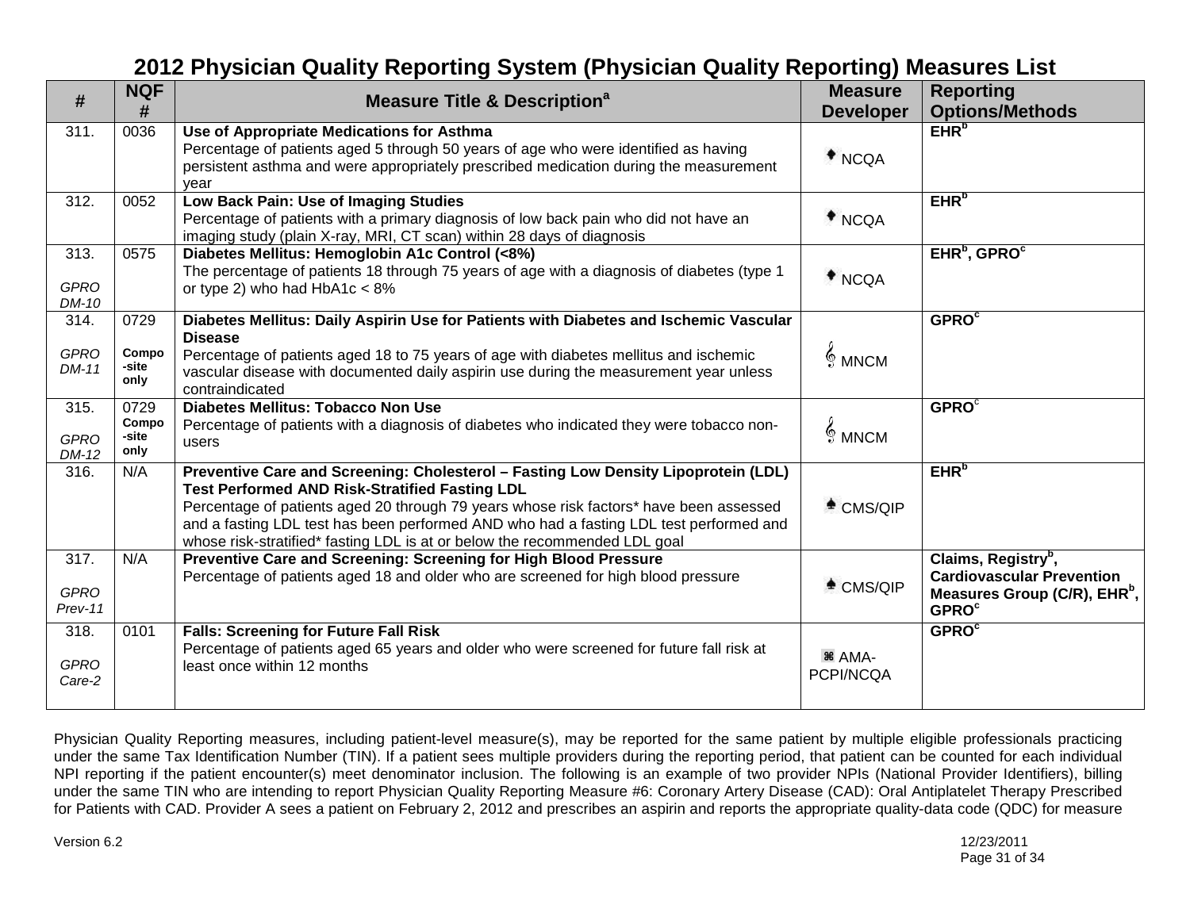# 2012 Physician Quality Reporting System (Physician Quality Reporting) Measures List

| # | NQF # | Measure Title & Description[a] | Measure Developer | Reporting Options/Methods |
|---|---|---|---|---|
| 311. | 0036 | **Use of Appropriate Medications for Asthma** Percentage of patients aged 5 through 50 years of age who were identified as having persistent asthma and were appropriately prescribed medication during the measurement year | ♦ NCQA | **EHR[b]** |
| 312. | 0052 | **Low Back Pain: Use of Imaging Studies** Percentage of patients with a primary diagnosis of low back pain who did not have an imaging study (plain X-ray, MRI, CT scan) within 28 days of diagnosis | ♦ NCQA | **EHR[b]** |
| 313. *GPRO DM-10* | 0575 | **Diabetes Mellitus: Hemoglobin A1c Control (<8%)** The percentage of patients 18 through 75 years of age with a diagnosis of diabetes (type 1 or type 2) who had HbA1c < 8% | ♦ NCQA | **EHR[b], GPRO[c]** |
| 314. *GPRO DM-11* | 0729 **Compo-site only** | **Diabetes Mellitus: Daily Aspirin Use for Patients with Diabetes and Ischemic Vascular Disease** Percentage of patients aged 18 to 75 years of age with diabetes mellitus and ischemic vascular disease with documented daily aspirin use during the measurement year unless contraindicated | 𝄞 MNCM | **GPRO[c]** |
| 315. *GPRO DM-12* | 0729 **Compo-site only** | **Diabetes Mellitus: Tobacco Non Use** Percentage of patients with a diagnosis of diabetes who indicated they were tobacco non-users | 𝄞 MNCM | **GPRO[c]** |
| 316. | N/A | **Preventive Care and Screening: Cholesterol – Fasting Low Density Lipoprotein (LDL) Test Performed AND Risk-Stratified Fasting LDL** Percentage of patients aged 20 through 79 years whose risk factors* have been assessed and a fasting LDL test has been performed AND who had a fasting LDL test performed and whose risk-stratified* fasting LDL is at or below the recommended LDL goal | ♠ CMS/QIP | **EHR[b]** |
| 317. *GPRO Prev-11* | N/A | **Preventive Care and Screening: Screening for High Blood Pressure** Percentage of patients aged 18 and older who are screened for high blood pressure | ♠ CMS/QIP | **Claims, Registry[b], Cardiovascular Prevention Measures Group (C/R), EHR[b], GPRO[c]** |
| 318. *GPRO Care-2* | 0101 | **Falls: Screening for Future Fall Risk** Percentage of patients aged 65 years and older who were screened for future fall risk at least once within 12 months | ⌘ AMA-PCPI/NCQA | **GPRO[c]** |

Physician Quality Reporting measures, including patient-level measure(s), may be reported for the same patient by multiple eligible professionals practicing under the same Tax Identification Number (TIN). If a patient sees multiple providers during the reporting period, that patient can be counted for each individual NPI reporting if the patient encounter(s) meet denominator inclusion. The following is an example of two provider NPIs (National Provider Identifiers), billing under the same TIN who are intending to report Physician Quality Reporting Measure #6: Coronary Artery Disease (CAD): Oral Antiplatelet Therapy Prescribed for Patients with CAD. Provider A sees a patient on February 2, 2012 and prescribes an aspirin and reports the appropriate quality-data code (QDC) for measure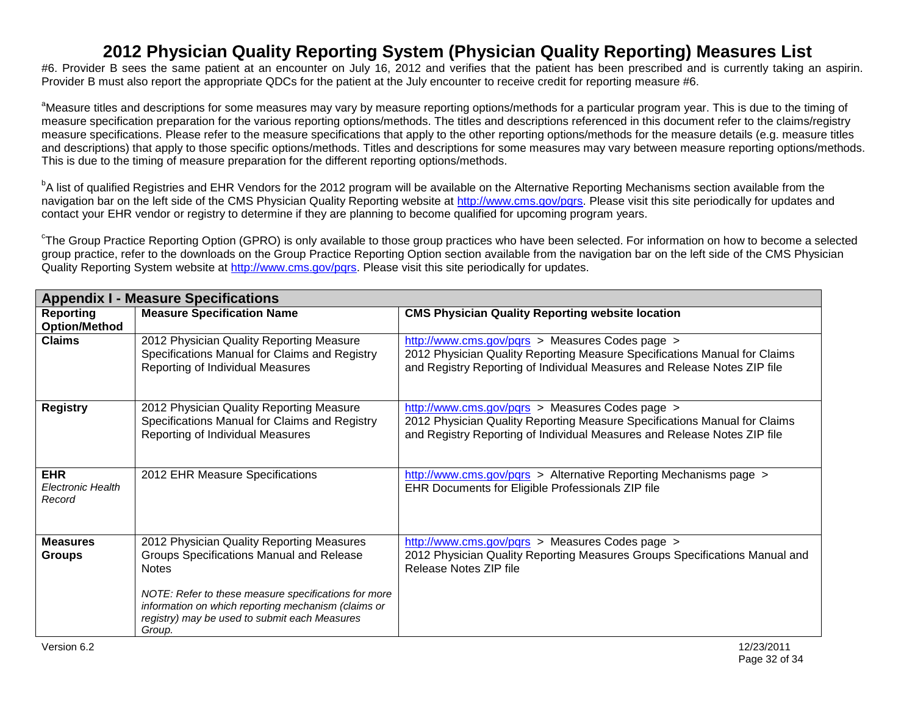#6. Provider B sees the same patient at an encounter on July 16, 2012 and verifies that the patient has been prescribed and is currently taking an aspirin. Provider B must also report the appropriate QDCs for the patient at the July encounter to receive credit for reporting measure #6.

[a]Measure titles and descriptions for some measures may vary by measure reporting options/methods for a particular program year. This is due to the timing of measure specification preparation for the various reporting options/methods. The titles and descriptions referenced in this document refer to the claims/registry measure specifications. Please refer to the measure specifications that apply to the other reporting options/methods for the measure details (e.g. measure titles and descriptions) that apply to those specific options/methods. Titles and descriptions for some measures may vary between measure reporting options/methods. This is due to the timing of measure preparation for the different reporting options/methods.

[b]A list of qualified Registries and EHR Vendors for the 2012 program will be available on the Alternative Reporting Mechanisms section available from the navigation bar on the left side of the CMS Physician Quality Reporting website at http://www.cms.gov/pqrs. Please visit this site periodically for updates and contact your EHR vendor or registry to determine if they are planning to become qualified for upcoming program years.

[c]The Group Practice Reporting Option (GPRO) is only available to those group practices who have been selected. For information on how to become a selected group practice, refer to the downloads on the Group Practice Reporting Option section available from the navigation bar on the left side of the CMS Physician Quality Reporting System website at http://www.cms.gov/pqrs. Please visit this site periodically for updates.

**Appendix I - Measure Specifications**

| Reporting Option/Method | Measure Specification Name | CMS Physician Quality Reporting website location |
|---|---|---|
| **Claims** | 2012 Physician Quality Reporting Measure Specifications Manual for Claims and Registry Reporting of Individual Measures | http://www.cms.gov/pqrs > Measures Codes page > 2012 Physician Quality Reporting Measure Specifications Manual for Claims and Registry Reporting of Individual Measures and Release Notes ZIP file |
| **Registry** | 2012 Physician Quality Reporting Measure Specifications Manual for Claims and Registry Reporting of Individual Measures | http://www.cms.gov/pqrs > Measures Codes page > 2012 Physician Quality Reporting Measure Specifications Manual for Claims and Registry Reporting of Individual Measures and Release Notes ZIP file |
| **EHR** *Electronic Health Record* | 2012 EHR Measure Specifications | http://www.cms.gov/pqrs > Alternative Reporting Mechanisms page > EHR Documents for Eligible Professionals ZIP file |
| **Measures Groups** | 2012 Physician Quality Reporting Measures Groups Specifications Manual and Release Notes *NOTE: Refer to these measure specifications for more information on which reporting mechanism (claims or registry) may be used to submit each Measures Group.* | http://www.cms.gov/pqrs > Measures Codes page > 2012 Physician Quality Reporting Measures Groups Specifications Manual and Release Notes ZIP file |

Version 6.2 12/23/2011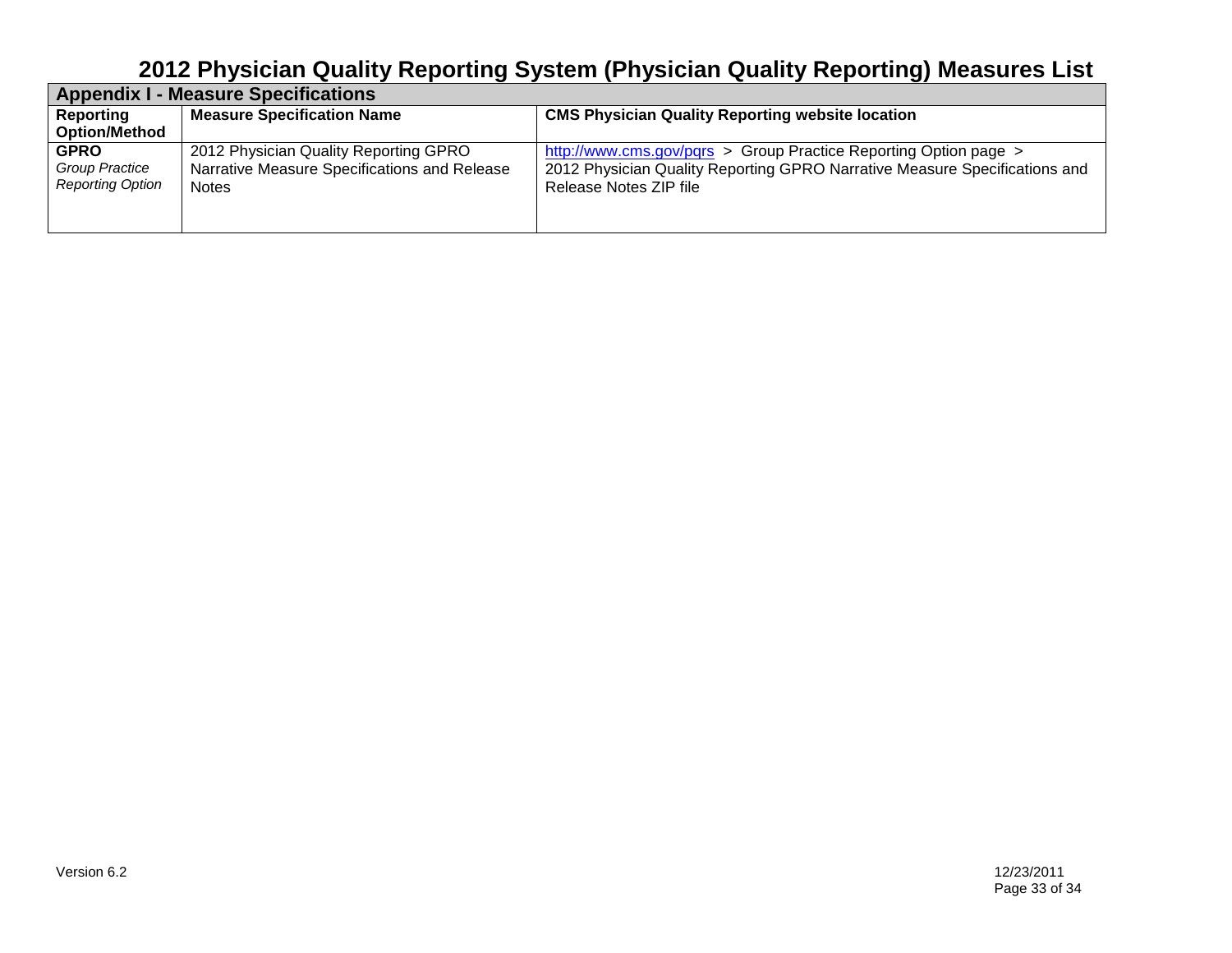# 2012 Physician Quality Reporting System (Physician Quality Reporting) Measures List

| Appendix I - Measure Specifications | | |
|---|---|---|
| **Reporting Option/Method** | **Measure Specification Name** | **CMS Physician Quality Reporting website location** |
| **GPRO** *Group Practice Reporting Option* | 2012 Physician Quality Reporting GPRO Narrative Measure Specifications and Release Notes | http://www.cms.gov/pqrs > Group Practice Reporting Option page > 2012 Physician Quality Reporting GPRO Narrative Measure Specifications and Release Notes ZIP file |

Version 6.2 12/23/2011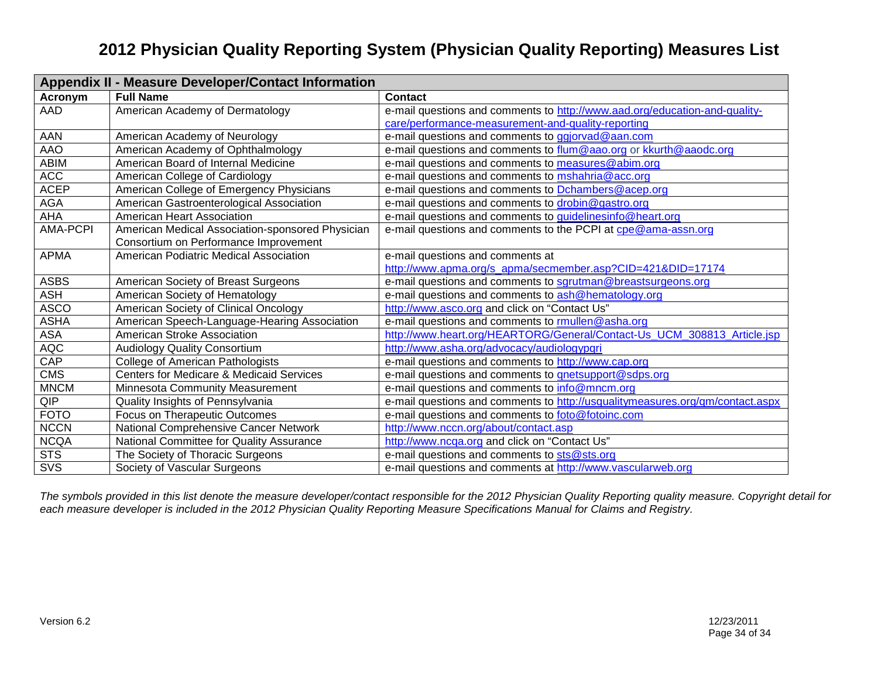# 2012 Physician Quality Reporting System (Physician Quality Reporting) Measures List

| Appendix II - Measure Developer/Contact Information | | |
|---|---|---|
| **Acronym** | **Full Name** | **Contact** |
| AAD | American Academy of Dermatology | e-mail questions and comments to http://www.aad.org/education-and-quality-care/performance-measurement-and-quality-reporting |
| AAN | American Academy of Neurology | e-mail questions and comments to ggjorvad@aan.com |
| AAO | American Academy of Ophthalmology | e-mail questions and comments to flum@aao.org or kkurth@aaodc.org |
| ABIM | American Board of Internal Medicine | e-mail questions and comments to measures@abim.org |
| ACC | American College of Cardiology | e-mail questions and comments to mshahria@acc.org |
| ACEP | American College of Emergency Physicians | e-mail questions and comments to Dchambers@acep.org |
| AGA | American Gastroenterological Association | e-mail questions and comments to drobin@gastro.org |
| AHA | American Heart Association | e-mail questions and comments to guidelinesinfo@heart.org |
| AMA-PCPI | American Medical Association-sponsored Physician Consortium on Performance Improvement | e-mail questions and comments to the PCPI at cpe@ama-assn.org |
| APMA | American Podiatric Medical Association | e-mail questions and comments at http://www.apma.org/s_apma/secmember.asp?CID=421&DID=17174 |
| ASBS | American Society of Breast Surgeons | e-mail questions and comments to sgrutman@breastsurgeons.org |
| ASH | American Society of Hematology | e-mail questions and comments to ash@hematology.org |
| ASCO | American Society of Clinical Oncology | http://www.asco.org and click on "Contact Us" |
| ASHA | American Speech-Language-Hearing Association | e-mail questions and comments to rmullen@asha.org |
| ASA | American Stroke Association | http://www.heart.org/HEARTORG/General/Contact-Us_UCM_308813_Article.jsp |
| AQC | Audiology Quality Consortium | http://www.asha.org/advocacy/audiologypqri |
| CAP | College of American Pathologists | e-mail questions and comments to http://www.cap.org |
| CMS | Centers for Medicare & Medicaid Services | e-mail questions and comments to qnetsupport@sdps.org |
| MNCM | Minnesota Community Measurement | e-mail questions and comments to info@mncm.org |
| QIP | Quality Insights of Pennsylvania | e-mail questions and comments to http://usqualitymeasures.org/qm/contact.aspx |
| FOTO | Focus on Therapeutic Outcomes | e-mail questions and comments to foto@fotoinc.com |
| NCCN | National Comprehensive Cancer Network | http://www.nccn.org/about/contact.asp |
| NCQA | National Committee for Quality Assurance | http://www.ncqa.org and click on "Contact Us" |
| STS | The Society of Thoracic Surgeons | e-mail questions and comments to sts@sts.org |
| SVS | Society of Vascular Surgeons | e-mail questions and comments at http://www.vascularweb.org |

*The symbols provided in this list denote the measure developer/contact responsible for the 2012 Physician Quality Reporting quality measure. Copyright detail for each measure developer is included in the 2012 Physician Quality Reporting Measure Specifications Manual for Claims and Registry.*

Version 6.2

12/23/2011